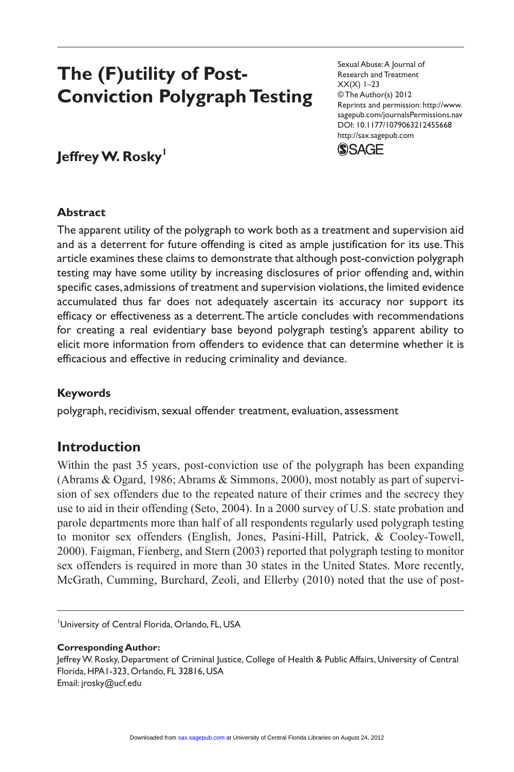# The (F)utility of Post-Conviction Polygraph Testing

Sexual Abuse: A Journal of Research and Treatment
XX(X) 1–23
© The Author(s) 2012
Reprints and permission: http://www.sagepub.com/journalsPermissions.nav
DOI: 10.1177/1079063212455668
http://sax.sagepub.com

**Jeffrey W. Rosky**[1]

### Abstract

The apparent utility of the polygraph to work both as a treatment and supervision aid and as a deterrent for future offending is cited as ample justification for its use. This article examines these claims to demonstrate that although post-conviction polygraph testing may have some utility by increasing disclosures of prior offending and, within specific cases, admissions of treatment and supervision violations, the limited evidence accumulated thus far does not adequately ascertain its accuracy nor support its efficacy or effectiveness as a deterrent. The article concludes with recommendations for creating a real evidentiary base beyond polygraph testing's apparent ability to elicit more information from offenders to evidence that can determine whether it is efficacious and effective in reducing criminality and deviance.

### Keywords

polygraph, recidivism, sexual offender treatment, evaluation, assessment

## Introduction

Within the past 35 years, post-conviction use of the polygraph has been expanding (Abrams & Ogard, 1986; Abrams & Simmons, 2000), most notably as part of supervision of sex offenders due to the repeated nature of their crimes and the secrecy they use to aid in their offending (Seto, 2004). In a 2000 survey of U.S. state probation and parole departments more than half of all respondents regularly used polygraph testing to monitor sex offenders (English, Jones, Pasini-Hill, Patrick, & Cooley-Towell, 2000). Faigman, Fienberg, and Stern (2003) reported that polygraph testing to monitor sex offenders is required in more than 30 states in the United States. More recently, McGrath, Cumming, Burchard, Zeoli, and Ellerby (2010) noted that the use of post-

[1]University of Central Florida, Orlando, FL, USA

**Corresponding Author:**
Jeffrey W. Rosky, Department of Criminal Justice, College of Health & Public Affairs, University of Central Florida, HPA1-323, Orlando, FL 32816, USA
Email: jrosky@ucf.edu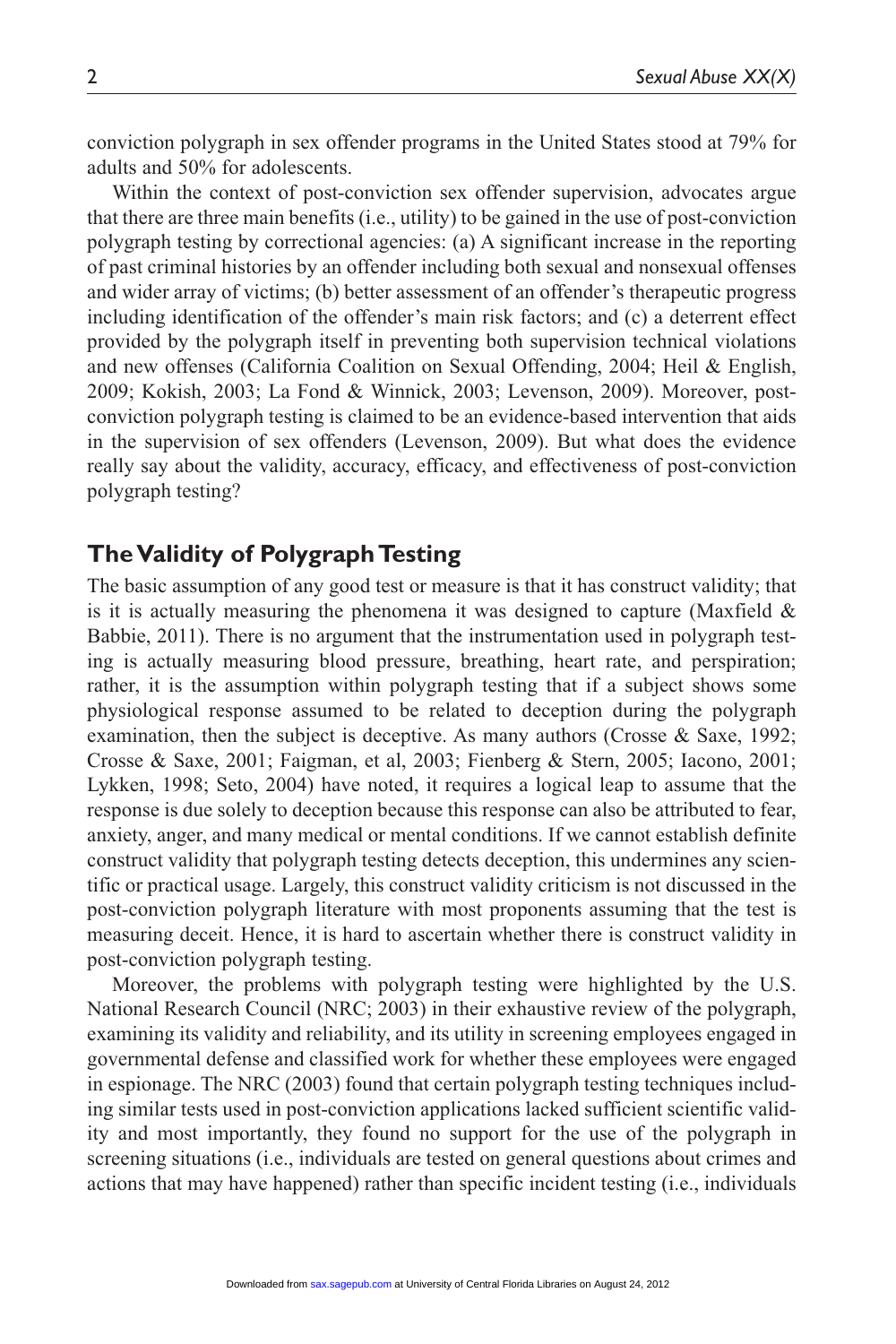conviction polygraph in sex offender programs in the United States stood at 79% for adults and 50% for adolescents.

Within the context of post-conviction sex offender supervision, advocates argue that there are three main benefits (i.e., utility) to be gained in the use of post-conviction polygraph testing by correctional agencies: (a) A significant increase in the reporting of past criminal histories by an offender including both sexual and nonsexual offenses and wider array of victims; (b) better assessment of an offender's therapeutic progress including identification of the offender's main risk factors; and (c) a deterrent effect provided by the polygraph itself in preventing both supervision technical violations and new offenses (California Coalition on Sexual Offending, 2004; Heil & English, 2009; Kokish, 2003; La Fond & Winnick, 2003; Levenson, 2009). Moreover, post-conviction polygraph testing is claimed to be an evidence-based intervention that aids in the supervision of sex offenders (Levenson, 2009). But what does the evidence really say about the validity, accuracy, efficacy, and effectiveness of post-conviction polygraph testing?

## The Validity of Polygraph Testing

The basic assumption of any good test or measure is that it has construct validity; that is it is actually measuring the phenomena it was designed to capture (Maxfield & Babbie, 2011). There is no argument that the instrumentation used in polygraph testing is actually measuring blood pressure, breathing, heart rate, and perspiration; rather, it is the assumption within polygraph testing that if a subject shows some physiological response assumed to be related to deception during the polygraph examination, then the subject is deceptive. As many authors (Crosse & Saxe, 1992; Crosse & Saxe, 2001; Faigman, et al, 2003; Fienberg & Stern, 2005; Iacono, 2001; Lykken, 1998; Seto, 2004) have noted, it requires a logical leap to assume that the response is due solely to deception because this response can also be attributed to fear, anxiety, anger, and many medical or mental conditions. If we cannot establish definite construct validity that polygraph testing detects deception, this undermines any scientific or practical usage. Largely, this construct validity criticism is not discussed in the post-conviction polygraph literature with most proponents assuming that the test is measuring deceit. Hence, it is hard to ascertain whether there is construct validity in post-conviction polygraph testing.

Moreover, the problems with polygraph testing were highlighted by the U.S. National Research Council (NRC; 2003) in their exhaustive review of the polygraph, examining its validity and reliability, and its utility in screening employees engaged in governmental defense and classified work for whether these employees were engaged in espionage. The NRC (2003) found that certain polygraph testing techniques including similar tests used in post-conviction applications lacked sufficient scientific validity and most importantly, they found no support for the use of the polygraph in screening situations (i.e., individuals are tested on general questions about crimes and actions that may have happened) rather than specific incident testing (i.e., individuals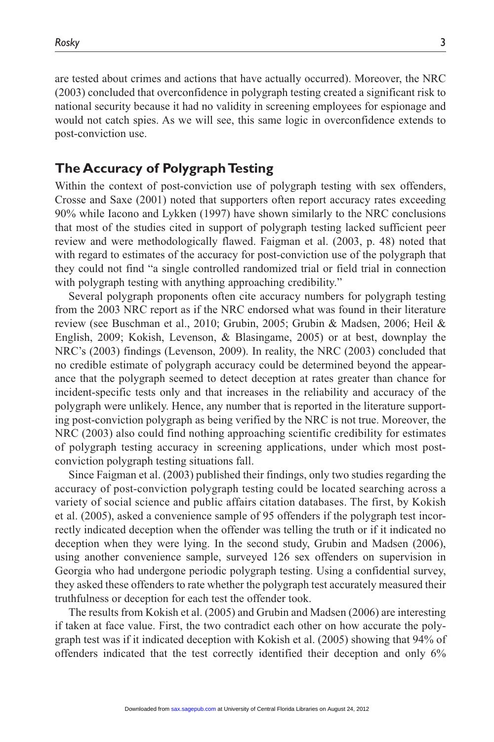are tested about crimes and actions that have actually occurred). Moreover, the NRC (2003) concluded that overconfidence in polygraph testing created a significant risk to national security because it had no validity in screening employees for espionage and would not catch spies. As we will see, this same logic in overconfidence extends to post-conviction use.

## The Accuracy of Polygraph Testing

Within the context of post-conviction use of polygraph testing with sex offenders, Crosse and Saxe (2001) noted that supporters often report accuracy rates exceeding 90% while Iacono and Lykken (1997) have shown similarly to the NRC conclusions that most of the studies cited in support of polygraph testing lacked sufficient peer review and were methodologically flawed. Faigman et al. (2003, p. 48) noted that with regard to estimates of the accuracy for post-conviction use of the polygraph that they could not find "a single controlled randomized trial or field trial in connection with polygraph testing with anything approaching credibility."

Several polygraph proponents often cite accuracy numbers for polygraph testing from the 2003 NRC report as if the NRC endorsed what was found in their literature review (see Buschman et al., 2010; Grubin, 2005; Grubin & Madsen, 2006; Heil & English, 2009; Kokish, Levenson, & Blasingame, 2005) or at best, downplay the NRC's (2003) findings (Levenson, 2009). In reality, the NRC (2003) concluded that no credible estimate of polygraph accuracy could be determined beyond the appearance that the polygraph seemed to detect deception at rates greater than chance for incident-specific tests only and that increases in the reliability and accuracy of the polygraph were unlikely. Hence, any number that is reported in the literature supporting post-conviction polygraph as being verified by the NRC is not true. Moreover, the NRC (2003) also could find nothing approaching scientific credibility for estimates of polygraph testing accuracy in screening applications, under which most post-conviction polygraph testing situations fall.

Since Faigman et al. (2003) published their findings, only two studies regarding the accuracy of post-conviction polygraph testing could be located searching across a variety of social science and public affairs citation databases. The first, by Kokish et al. (2005), asked a convenience sample of 95 offenders if the polygraph test incorrectly indicated deception when the offender was telling the truth or if it indicated no deception when they were lying. In the second study, Grubin and Madsen (2006), using another convenience sample, surveyed 126 sex offenders on supervision in Georgia who had undergone periodic polygraph testing. Using a confidential survey, they asked these offenders to rate whether the polygraph test accurately measured their truthfulness or deception for each test the offender took.

The results from Kokish et al. (2005) and Grubin and Madsen (2006) are interesting if taken at face value. First, the two contradict each other on how accurate the polygraph test was if it indicated deception with Kokish et al. (2005) showing that 94% of offenders indicated that the test correctly identified their deception and only 6%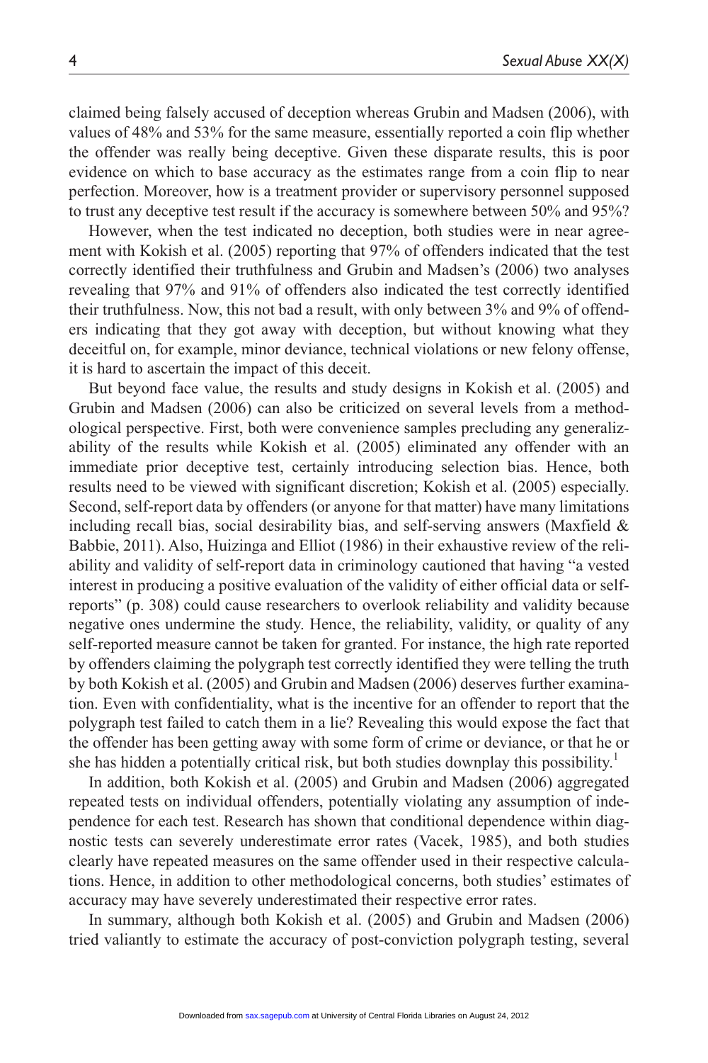claimed being falsely accused of deception whereas Grubin and Madsen (2006), with values of 48% and 53% for the same measure, essentially reported a coin flip whether the offender was really being deceptive. Given these disparate results, this is poor evidence on which to base accuracy as the estimates range from a coin flip to near perfection. Moreover, how is a treatment provider or supervisory personnel supposed to trust any deceptive test result if the accuracy is somewhere between 50% and 95%?

However, when the test indicated no deception, both studies were in near agreement with Kokish et al. (2005) reporting that 97% of offenders indicated that the test correctly identified their truthfulness and Grubin and Madsen's (2006) two analyses revealing that 97% and 91% of offenders also indicated the test correctly identified their truthfulness. Now, this not bad a result, with only between 3% and 9% of offenders indicating that they got away with deception, but without knowing what they deceitful on, for example, minor deviance, technical violations or new felony offense, it is hard to ascertain the impact of this deceit.

But beyond face value, the results and study designs in Kokish et al. (2005) and Grubin and Madsen (2006) can also be criticized on several levels from a methodological perspective. First, both were convenience samples precluding any generalizability of the results while Kokish et al. (2005) eliminated any offender with an immediate prior deceptive test, certainly introducing selection bias. Hence, both results need to be viewed with significant discretion; Kokish et al. (2005) especially. Second, self-report data by offenders (or anyone for that matter) have many limitations including recall bias, social desirability bias, and self-serving answers (Maxfield & Babbie, 2011). Also, Huizinga and Elliot (1986) in their exhaustive review of the reliability and validity of self-report data in criminology cautioned that having "a vested interest in producing a positive evaluation of the validity of either official data or self-reports" (p. 308) could cause researchers to overlook reliability and validity because negative ones undermine the study. Hence, the reliability, validity, or quality of any self-reported measure cannot be taken for granted. For instance, the high rate reported by offenders claiming the polygraph test correctly identified they were telling the truth by both Kokish et al. (2005) and Grubin and Madsen (2006) deserves further examination. Even with confidentiality, what is the incentive for an offender to report that the polygraph test failed to catch them in a lie? Revealing this would expose the fact that the offender has been getting away with some form of crime or deviance, or that he or she has hidden a potentially critical risk, but both studies downplay this possibility.[1]

In addition, both Kokish et al. (2005) and Grubin and Madsen (2006) aggregated repeated tests on individual offenders, potentially violating any assumption of independence for each test. Research has shown that conditional dependence within diagnostic tests can severely underestimate error rates (Vacek, 1985), and both studies clearly have repeated measures on the same offender used in their respective calculations. Hence, in addition to other methodological concerns, both studies' estimates of accuracy may have severely underestimated their respective error rates.

In summary, although both Kokish et al. (2005) and Grubin and Madsen (2006) tried valiantly to estimate the accuracy of post-conviction polygraph testing, several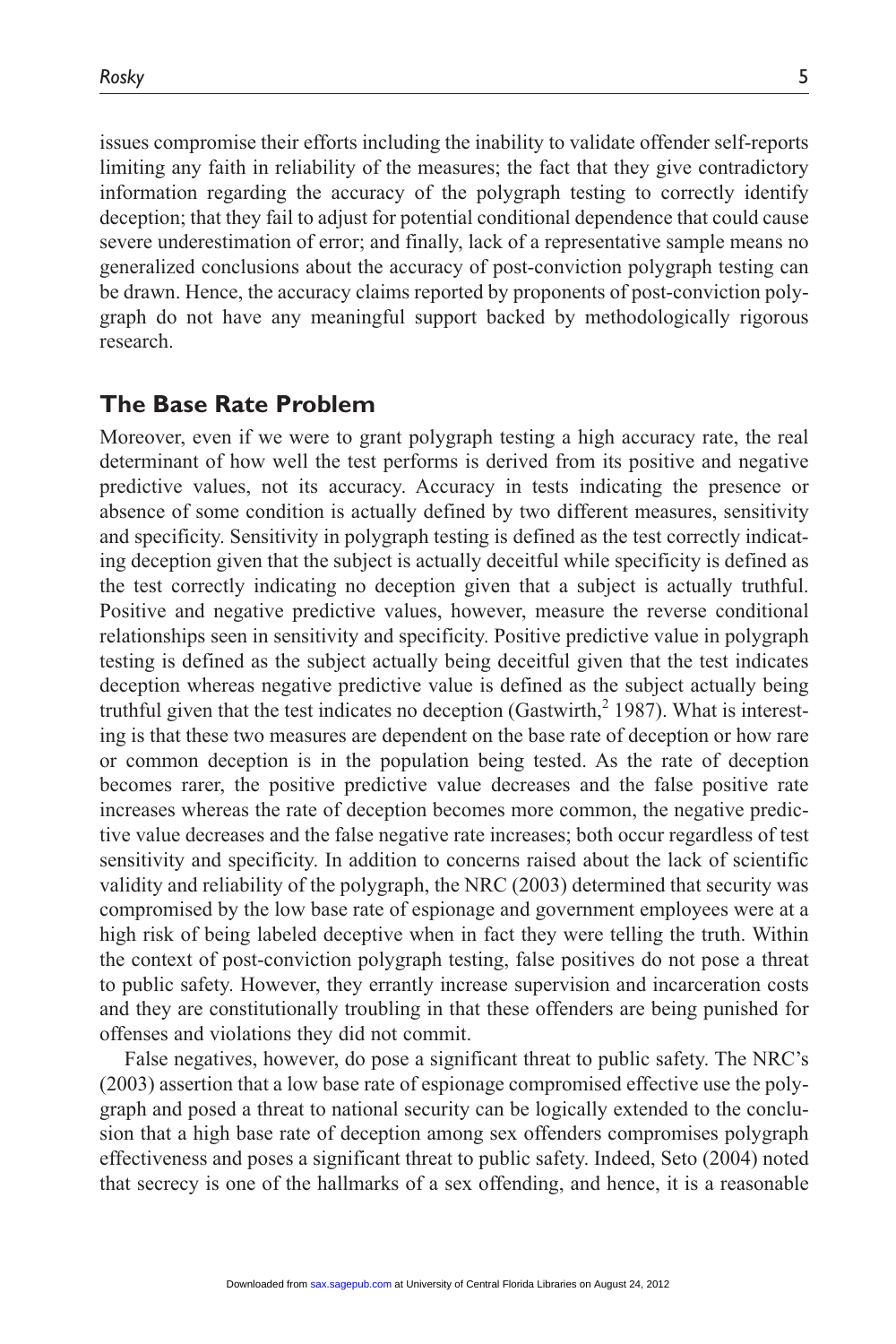issues compromise their efforts including the inability to validate offender self-reports limiting any faith in reliability of the measures; the fact that they give contradictory information regarding the accuracy of the polygraph testing to correctly identify deception; that they fail to adjust for potential conditional dependence that could cause severe underestimation of error; and finally, lack of a representative sample means no generalized conclusions about the accuracy of post-conviction polygraph testing can be drawn. Hence, the accuracy claims reported by proponents of post-conviction polygraph do not have any meaningful support backed by methodologically rigorous research.

## The Base Rate Problem

Moreover, even if we were to grant polygraph testing a high accuracy rate, the real determinant of how well the test performs is derived from its positive and negative predictive values, not its accuracy. Accuracy in tests indicating the presence or absence of some condition is actually defined by two different measures, sensitivity and specificity. Sensitivity in polygraph testing is defined as the test correctly indicating deception given that the subject is actually deceitful while specificity is defined as the test correctly indicating no deception given that a subject is actually truthful. Positive and negative predictive values, however, measure the reverse conditional relationships seen in sensitivity and specificity. Positive predictive value in polygraph testing is defined as the subject actually being deceitful given that the test indicates deception whereas negative predictive value is defined as the subject actually being truthful given that the test indicates no deception (Gastwirth,[2] 1987). What is interesting is that these two measures are dependent on the base rate of deception or how rare or common deception is in the population being tested. As the rate of deception becomes rarer, the positive predictive value decreases and the false positive rate increases whereas the rate of deception becomes more common, the negative predictive value decreases and the false negative rate increases; both occur regardless of test sensitivity and specificity. In addition to concerns raised about the lack of scientific validity and reliability of the polygraph, the NRC (2003) determined that security was compromised by the low base rate of espionage and government employees were at a high risk of being labeled deceptive when in fact they were telling the truth. Within the context of post-conviction polygraph testing, false positives do not pose a threat to public safety. However, they errantly increase supervision and incarceration costs and they are constitutionally troubling in that these offenders are being punished for offenses and violations they did not commit.

False negatives, however, do pose a significant threat to public safety. The NRC's (2003) assertion that a low base rate of espionage compromised effective use the polygraph and posed a threat to national security can be logically extended to the conclusion that a high base rate of deception among sex offenders compromises polygraph effectiveness and poses a significant threat to public safety. Indeed, Seto (2004) noted that secrecy is one of the hallmarks of a sex offending, and hence, it is a reasonable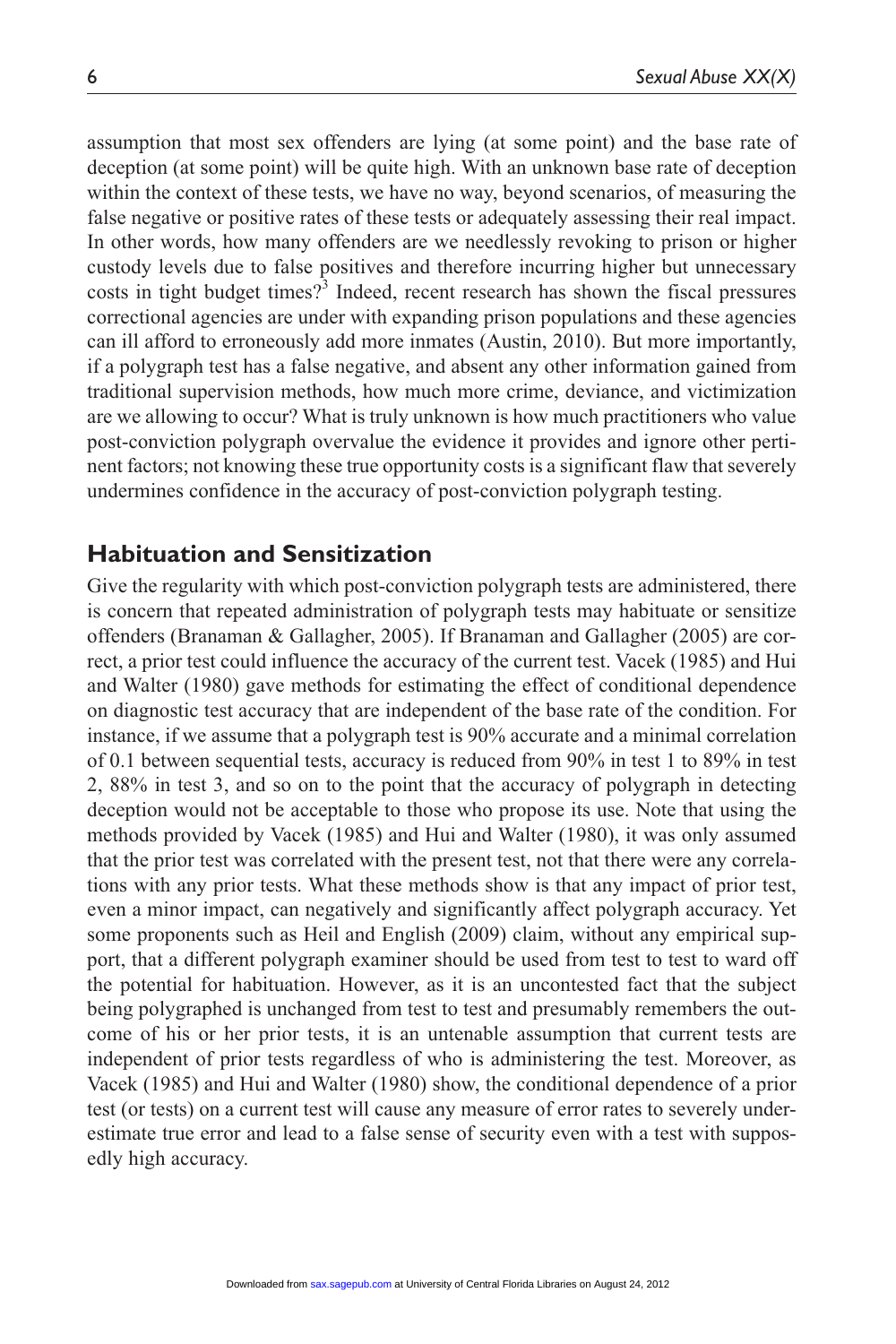assumption that most sex offenders are lying (at some point) and the base rate of deception (at some point) will be quite high. With an unknown base rate of deception within the context of these tests, we have no way, beyond scenarios, of measuring the false negative or positive rates of these tests or adequately assessing their real impact. In other words, how many offenders are we needlessly revoking to prison or higher custody levels due to false positives and therefore incurring higher but unnecessary costs in tight budget times?[3] Indeed, recent research has shown the fiscal pressures correctional agencies are under with expanding prison populations and these agencies can ill afford to erroneously add more inmates (Austin, 2010). But more importantly, if a polygraph test has a false negative, and absent any other information gained from traditional supervision methods, how much more crime, deviance, and victimization are we allowing to occur? What is truly unknown is how much practitioners who value post-conviction polygraph overvalue the evidence it provides and ignore other pertinent factors; not knowing these true opportunity costs is a significant flaw that severely undermines confidence in the accuracy of post-conviction polygraph testing.

## Habituation and Sensitization

Give the regularity with which post-conviction polygraph tests are administered, there is concern that repeated administration of polygraph tests may habituate or sensitize offenders (Branaman & Gallagher, 2005). If Branaman and Gallagher (2005) are correct, a prior test could influence the accuracy of the current test. Vacek (1985) and Hui and Walter (1980) gave methods for estimating the effect of conditional dependence on diagnostic test accuracy that are independent of the base rate of the condition. For instance, if we assume that a polygraph test is 90% accurate and a minimal correlation of 0.1 between sequential tests, accuracy is reduced from 90% in test 1 to 89% in test 2, 88% in test 3, and so on to the point that the accuracy of polygraph in detecting deception would not be acceptable to those who propose its use. Note that using the methods provided by Vacek (1985) and Hui and Walter (1980), it was only assumed that the prior test was correlated with the present test, not that there were any correlations with any prior tests. What these methods show is that any impact of prior test, even a minor impact, can negatively and significantly affect polygraph accuracy. Yet some proponents such as Heil and English (2009) claim, without any empirical support, that a different polygraph examiner should be used from test to test to ward off the potential for habituation. However, as it is an uncontested fact that the subject being polygraphed is unchanged from test to test and presumably remembers the outcome of his or her prior tests, it is an untenable assumption that current tests are independent of prior tests regardless of who is administering the test. Moreover, as Vacek (1985) and Hui and Walter (1980) show, the conditional dependence of a prior test (or tests) on a current test will cause any measure of error rates to severely underestimate true error and lead to a false sense of security even with a test with supposedly high accuracy.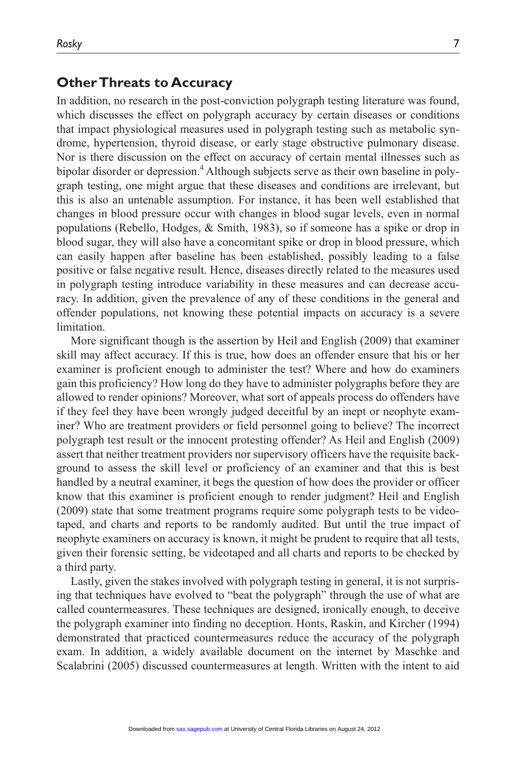## Other Threats to Accuracy

In addition, no research in the post-conviction polygraph testing literature was found, which discusses the effect on polygraph accuracy by certain diseases or conditions that impact physiological measures used in polygraph testing such as metabolic syndrome, hypertension, thyroid disease, or early stage obstructive pulmonary disease. Nor is there discussion on the effect on accuracy of certain mental illnesses such as bipolar disorder or depression.[4] Although subjects serve as their own baseline in polygraph testing, one might argue that these diseases and conditions are irrelevant, but this is also an untenable assumption. For instance, it has been well established that changes in blood pressure occur with changes in blood sugar levels, even in normal populations (Rebello, Hodges, & Smith, 1983), so if someone has a spike or drop in blood sugar, they will also have a concomitant spike or drop in blood pressure, which can easily happen after baseline has been established, possibly leading to a false positive or false negative result. Hence, diseases directly related to the measures used in polygraph testing introduce variability in these measures and can decrease accuracy. In addition, given the prevalence of any of these conditions in the general and offender populations, not knowing these potential impacts on accuracy is a severe limitation.

More significant though is the assertion by Heil and English (2009) that examiner skill may affect accuracy. If this is true, how does an offender ensure that his or her examiner is proficient enough to administer the test? Where and how do examiners gain this proficiency? How long do they have to administer polygraphs before they are allowed to render opinions? Moreover, what sort of appeals process do offenders have if they feel they have been wrongly judged deceitful by an inept or neophyte examiner? Who are treatment providers or field personnel going to believe? The incorrect polygraph test result or the innocent protesting offender? As Heil and English (2009) assert that neither treatment providers nor supervisory officers have the requisite background to assess the skill level or proficiency of an examiner and that this is best handled by a neutral examiner, it begs the question of how does the provider or officer know that this examiner is proficient enough to render judgment? Heil and English (2009) state that some treatment programs require some polygraph tests to be videotaped, and charts and reports to be randomly audited. But until the true impact of neophyte examiners on accuracy is known, it might be prudent to require that all tests, given their forensic setting, be videotaped and all charts and reports to be checked by a third party.

Lastly, given the stakes involved with polygraph testing in general, it is not surprising that techniques have evolved to "beat the polygraph" through the use of what are called countermeasures. These techniques are designed, ironically enough, to deceive the polygraph examiner into finding no deception. Honts, Raskin, and Kircher (1994) demonstrated that practiced countermeasures reduce the accuracy of the polygraph exam. In addition, a widely available document on the internet by Maschke and Scalabrini (2005) discussed countermeasures at length. Written with the intent to aid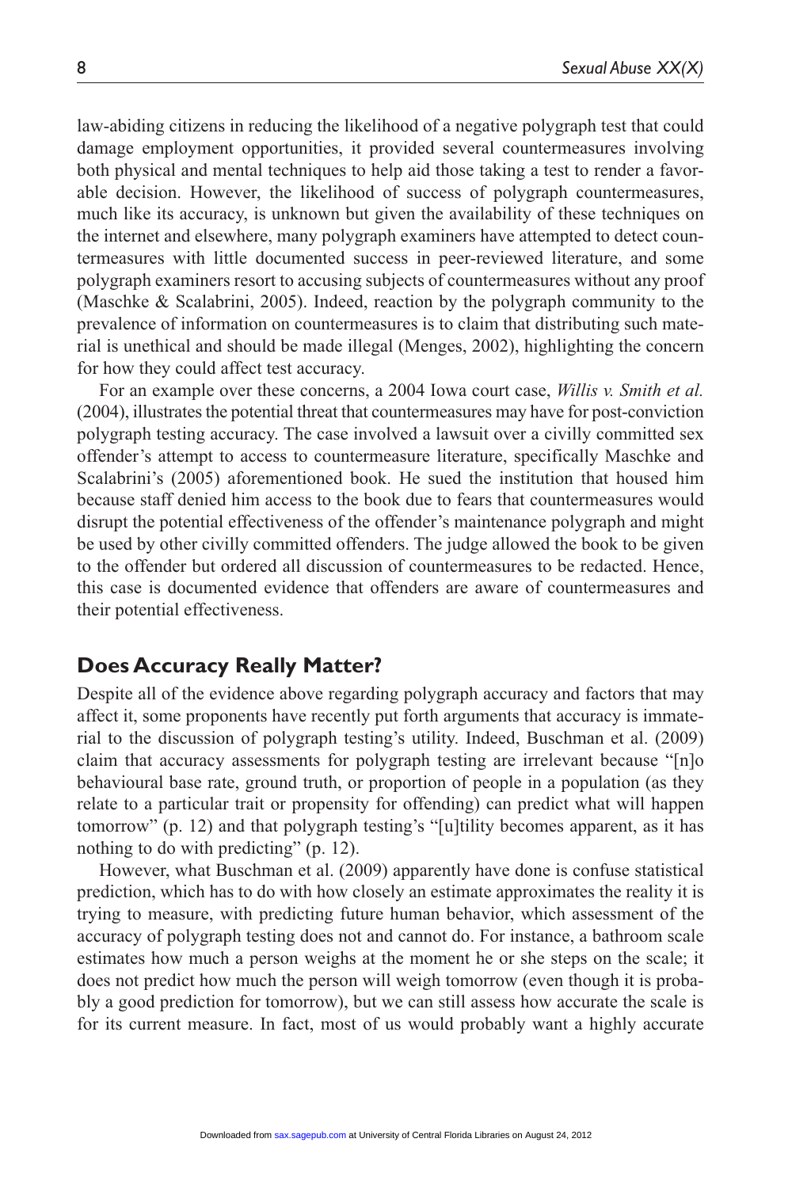law-abiding citizens in reducing the likelihood of a negative polygraph test that could damage employment opportunities, it provided several countermeasures involving both physical and mental techniques to help aid those taking a test to render a favorable decision. However, the likelihood of success of polygraph countermeasures, much like its accuracy, is unknown but given the availability of these techniques on the internet and elsewhere, many polygraph examiners have attempted to detect countermeasures with little documented success in peer-reviewed literature, and some polygraph examiners resort to accusing subjects of countermeasures without any proof (Maschke & Scalabrini, 2005). Indeed, reaction by the polygraph community to the prevalence of information on countermeasures is to claim that distributing such material is unethical and should be made illegal (Menges, 2002), highlighting the concern for how they could affect test accuracy.

For an example over these concerns, a 2004 Iowa court case, *Willis v. Smith et al.* (2004), illustrates the potential threat that countermeasures may have for post-conviction polygraph testing accuracy. The case involved a lawsuit over a civilly committed sex offender's attempt to access to countermeasure literature, specifically Maschke and Scalabrini's (2005) aforementioned book. He sued the institution that housed him because staff denied him access to the book due to fears that countermeasures would disrupt the potential effectiveness of the offender's maintenance polygraph and might be used by other civilly committed offenders. The judge allowed the book to be given to the offender but ordered all discussion of countermeasures to be redacted. Hence, this case is documented evidence that offenders are aware of countermeasures and their potential effectiveness.

## Does Accuracy Really Matter?

Despite all of the evidence above regarding polygraph accuracy and factors that may affect it, some proponents have recently put forth arguments that accuracy is immaterial to the discussion of polygraph testing's utility. Indeed, Buschman et al. (2009) claim that accuracy assessments for polygraph testing are irrelevant because "[n]o behavioural base rate, ground truth, or proportion of people in a population (as they relate to a particular trait or propensity for offending) can predict what will happen tomorrow" (p. 12) and that polygraph testing's "[u]tility becomes apparent, as it has nothing to do with predicting" (p. 12).

However, what Buschman et al. (2009) apparently have done is confuse statistical prediction, which has to do with how closely an estimate approximates the reality it is trying to measure, with predicting future human behavior, which assessment of the accuracy of polygraph testing does not and cannot do. For instance, a bathroom scale estimates how much a person weighs at the moment he or she steps on the scale; it does not predict how much the person will weigh tomorrow (even though it is probably a good prediction for tomorrow), but we can still assess how accurate the scale is for its current measure. In fact, most of us would probably want a highly accurate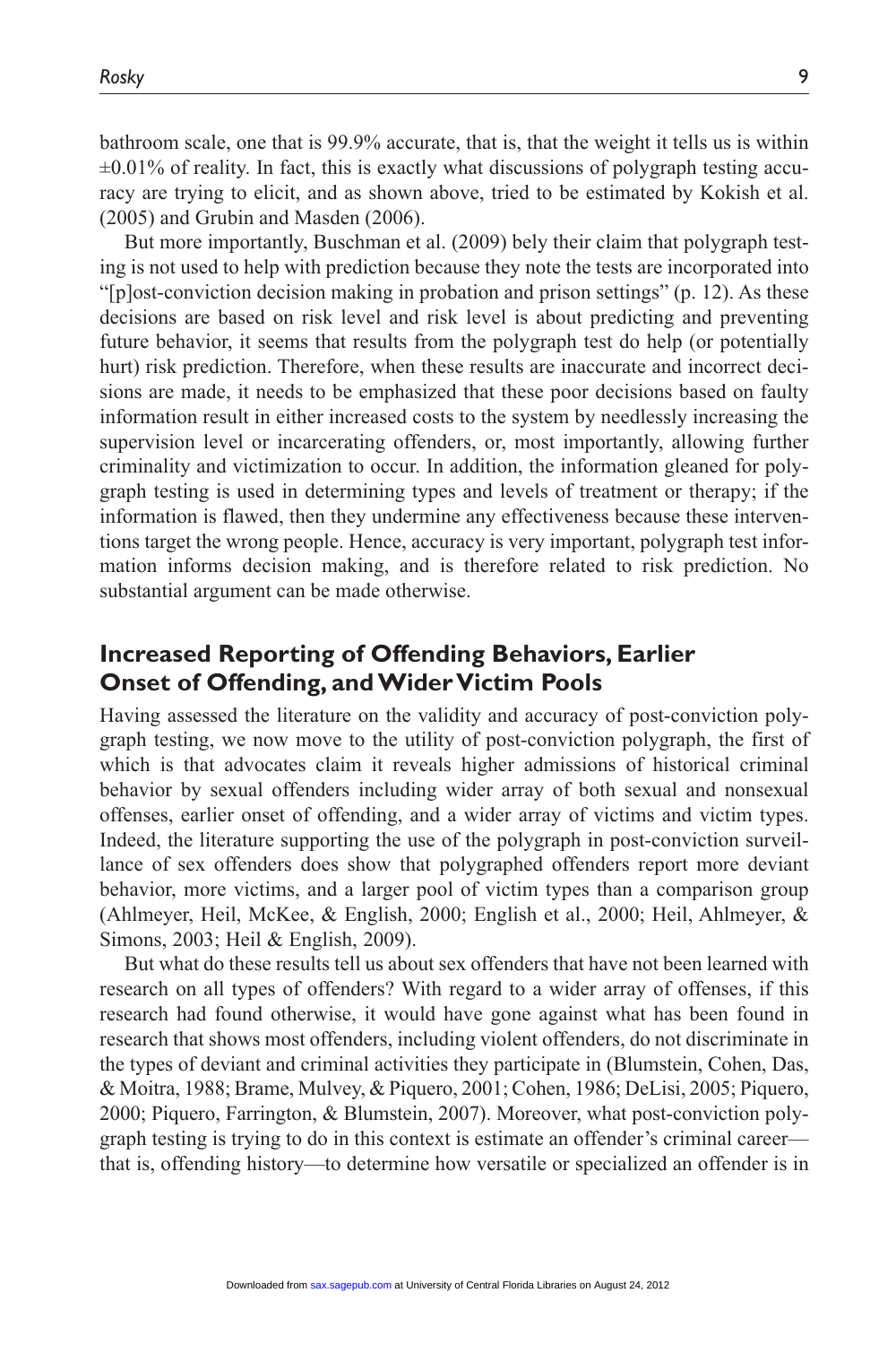bathroom scale, one that is 99.9% accurate, that is, that the weight it tells us is within ±0.01% of reality. In fact, this is exactly what discussions of polygraph testing accuracy are trying to elicit, and as shown above, tried to be estimated by Kokish et al. (2005) and Grubin and Masden (2006).

But more importantly, Buschman et al. (2009) bely their claim that polygraph testing is not used to help with prediction because they note the tests are incorporated into "[p]ost-conviction decision making in probation and prison settings" (p. 12). As these decisions are based on risk level and risk level is about predicting and preventing future behavior, it seems that results from the polygraph test do help (or potentially hurt) risk prediction. Therefore, when these results are inaccurate and incorrect decisions are made, it needs to be emphasized that these poor decisions based on faulty information result in either increased costs to the system by needlessly increasing the supervision level or incarcerating offenders, or, most importantly, allowing further criminality and victimization to occur. In addition, the information gleaned for polygraph testing is used in determining types and levels of treatment or therapy; if the information is flawed, then they undermine any effectiveness because these interventions target the wrong people. Hence, accuracy is very important, polygraph test information informs decision making, and is therefore related to risk prediction. No substantial argument can be made otherwise.

## Increased Reporting of Offending Behaviors, Earlier Onset of Offending, and Wider Victim Pools

Having assessed the literature on the validity and accuracy of post-conviction polygraph testing, we now move to the utility of post-conviction polygraph, the first of which is that advocates claim it reveals higher admissions of historical criminal behavior by sexual offenders including wider array of both sexual and nonsexual offenses, earlier onset of offending, and a wider array of victims and victim types. Indeed, the literature supporting the use of the polygraph in post-conviction surveillance of sex offenders does show that polygraphed offenders report more deviant behavior, more victims, and a larger pool of victim types than a comparison group (Ahlmeyer, Heil, McKee, & English, 2000; English et al., 2000; Heil, Ahlmeyer, & Simons, 2003; Heil & English, 2009).

But what do these results tell us about sex offenders that have not been learned with research on all types of offenders? With regard to a wider array of offenses, if this research had found otherwise, it would have gone against what has been found in research that shows most offenders, including violent offenders, do not discriminate in the types of deviant and criminal activities they participate in (Blumstein, Cohen, Das, & Moitra, 1988; Brame, Mulvey, & Piquero, 2001; Cohen, 1986; DeLisi, 2005; Piquero, 2000; Piquero, Farrington, & Blumstein, 2007). Moreover, what post-conviction polygraph testing is trying to do in this context is estimate an offender's criminal career—that is, offending history—to determine how versatile or specialized an offender is in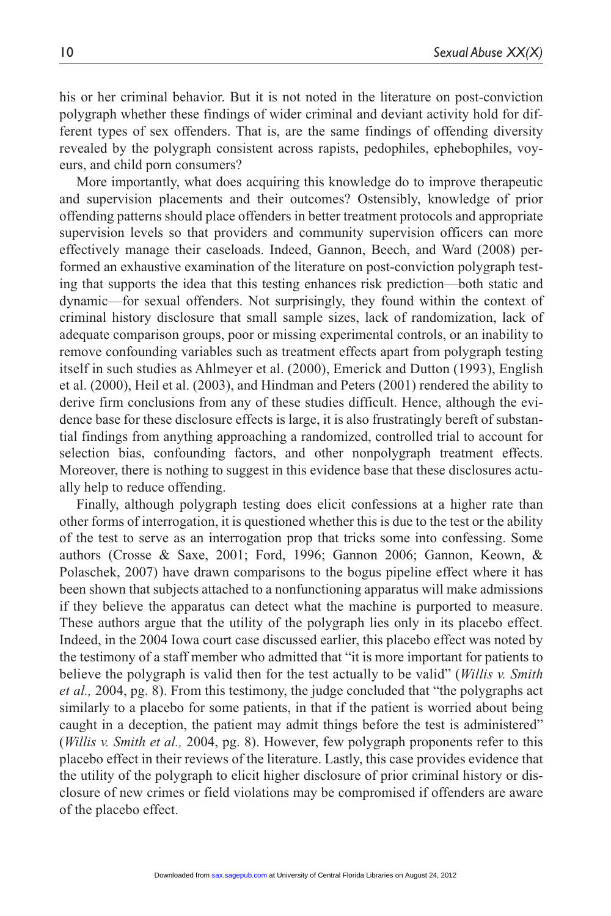his or her criminal behavior. But it is not noted in the literature on post-conviction polygraph whether these findings of wider criminal and deviant activity hold for different types of sex offenders. That is, are the same findings of offending diversity revealed by the polygraph consistent across rapists, pedophiles, ephebophiles, voyeurs, and child porn consumers?

More importantly, what does acquiring this knowledge do to improve therapeutic and supervision placements and their outcomes? Ostensibly, knowledge of prior offending patterns should place offenders in better treatment protocols and appropriate supervision levels so that providers and community supervision officers can more effectively manage their caseloads. Indeed, Gannon, Beech, and Ward (2008) performed an exhaustive examination of the literature on post-conviction polygraph testing that supports the idea that this testing enhances risk prediction—both static and dynamic—for sexual offenders. Not surprisingly, they found within the context of criminal history disclosure that small sample sizes, lack of randomization, lack of adequate comparison groups, poor or missing experimental controls, or an inability to remove confounding variables such as treatment effects apart from polygraph testing itself in such studies as Ahlmeyer et al. (2000), Emerick and Dutton (1993), English et al. (2000), Heil et al. (2003), and Hindman and Peters (2001) rendered the ability to derive firm conclusions from any of these studies difficult. Hence, although the evidence base for these disclosure effects is large, it is also frustratingly bereft of substantial findings from anything approaching a randomized, controlled trial to account for selection bias, confounding factors, and other nonpolygraph treatment effects. Moreover, there is nothing to suggest in this evidence base that these disclosures actually help to reduce offending.

Finally, although polygraph testing does elicit confessions at a higher rate than other forms of interrogation, it is questioned whether this is due to the test or the ability of the test to serve as an interrogation prop that tricks some into confessing. Some authors (Crosse & Saxe, 2001; Ford, 1996; Gannon 2006; Gannon, Keown, & Polaschek, 2007) have drawn comparisons to the bogus pipeline effect where it has been shown that subjects attached to a nonfunctioning apparatus will make admissions if they believe the apparatus can detect what the machine is purported to measure. These authors argue that the utility of the polygraph lies only in its placebo effect. Indeed, in the 2004 Iowa court case discussed earlier, this placebo effect was noted by the testimony of a staff member who admitted that "it is more important for patients to believe the polygraph is valid then for the test actually to be valid" (*Willis v. Smith et al.,* 2004, pg. 8). From this testimony, the judge concluded that "the polygraphs act similarly to a placebo for some patients, in that if the patient is worried about being caught in a deception, the patient may admit things before the test is administered" (*Willis v. Smith et al.,* 2004, pg. 8). However, few polygraph proponents refer to this placebo effect in their reviews of the literature. Lastly, this case provides evidence that the utility of the polygraph to elicit higher disclosure of prior criminal history or disclosure of new crimes or field violations may be compromised if offenders are aware of the placebo effect.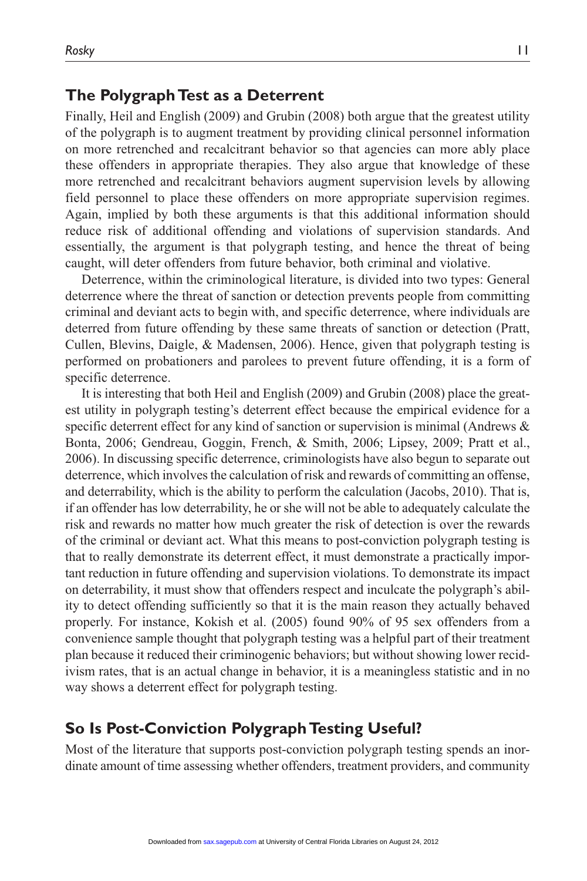## The Polygraph Test as a Deterrent

Finally, Heil and English (2009) and Grubin (2008) both argue that the greatest utility of the polygraph is to augment treatment by providing clinical personnel information on more retrenched and recalcitrant behavior so that agencies can more ably place these offenders in appropriate therapies. They also argue that knowledge of these more retrenched and recalcitrant behaviors augment supervision levels by allowing field personnel to place these offenders on more appropriate supervision regimes. Again, implied by both these arguments is that this additional information should reduce risk of additional offending and violations of supervision standards. And essentially, the argument is that polygraph testing, and hence the threat of being caught, will deter offenders from future behavior, both criminal and violative.

Deterrence, within the criminological literature, is divided into two types: General deterrence where the threat of sanction or detection prevents people from committing criminal and deviant acts to begin with, and specific deterrence, where individuals are deterred from future offending by these same threats of sanction or detection (Pratt, Cullen, Blevins, Daigle, & Madensen, 2006). Hence, given that polygraph testing is performed on probationers and parolees to prevent future offending, it is a form of specific deterrence.

It is interesting that both Heil and English (2009) and Grubin (2008) place the greatest utility in polygraph testing's deterrent effect because the empirical evidence for a specific deterrent effect for any kind of sanction or supervision is minimal (Andrews & Bonta, 2006; Gendreau, Goggin, French, & Smith, 2006; Lipsey, 2009; Pratt et al., 2006). In discussing specific deterrence, criminologists have also begun to separate out deterrence, which involves the calculation of risk and rewards of committing an offense, and deterrability, which is the ability to perform the calculation (Jacobs, 2010). That is, if an offender has low deterrability, he or she will not be able to adequately calculate the risk and rewards no matter how much greater the risk of detection is over the rewards of the criminal or deviant act. What this means to post-conviction polygraph testing is that to really demonstrate its deterrent effect, it must demonstrate a practically important reduction in future offending and supervision violations. To demonstrate its impact on deterrability, it must show that offenders respect and inculcate the polygraph's ability to detect offending sufficiently so that it is the main reason they actually behaved properly. For instance, Kokish et al. (2005) found 90% of 95 sex offenders from a convenience sample thought that polygraph testing was a helpful part of their treatment plan because it reduced their criminogenic behaviors; but without showing lower recidivism rates, that is an actual change in behavior, it is a meaningless statistic and in no way shows a deterrent effect for polygraph testing.

## So Is Post-Conviction Polygraph Testing Useful?

Most of the literature that supports post-conviction polygraph testing spends an inordinate amount of time assessing whether offenders, treatment providers, and community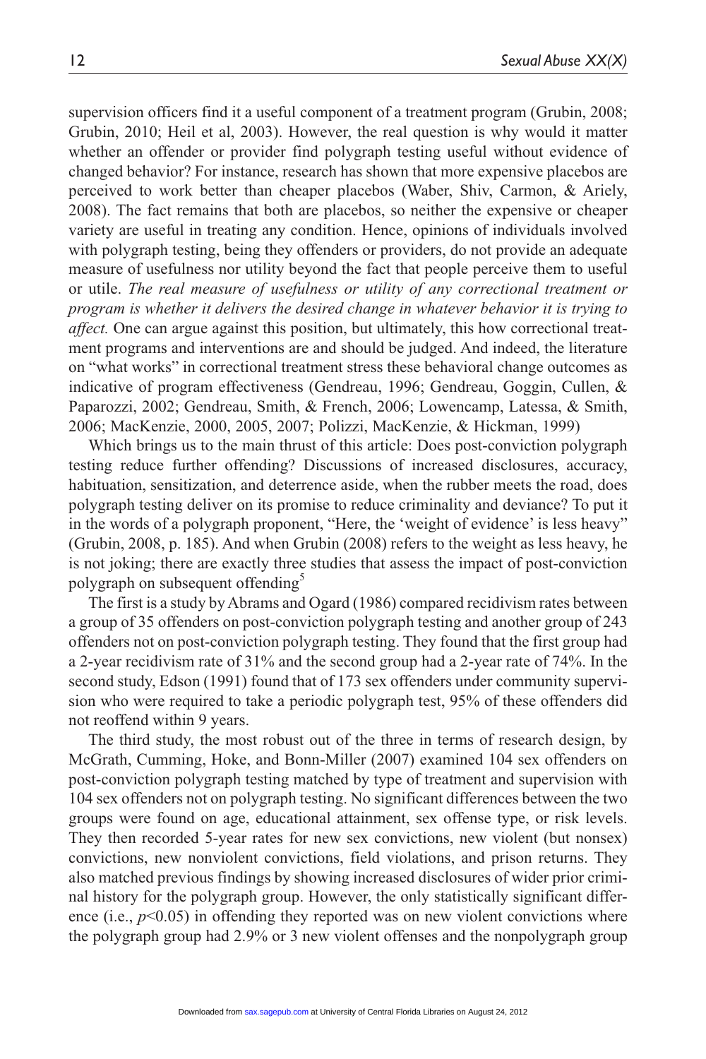supervision officers find it a useful component of a treatment program (Grubin, 2008; Grubin, 2010; Heil et al, 2003). However, the real question is why would it matter whether an offender or provider find polygraph testing useful without evidence of changed behavior? For instance, research has shown that more expensive placebos are perceived to work better than cheaper placebos (Waber, Shiv, Carmon, & Ariely, 2008). The fact remains that both are placebos, so neither the expensive or cheaper variety are useful in treating any condition. Hence, opinions of individuals involved with polygraph testing, being they offenders or providers, do not provide an adequate measure of usefulness nor utility beyond the fact that people perceive them to useful or utile. *The real measure of usefulness or utility of any correctional treatment or program is whether it delivers the desired change in whatever behavior it is trying to affect.* One can argue against this position, but ultimately, this how correctional treatment programs and interventions are and should be judged. And indeed, the literature on "what works" in correctional treatment stress these behavioral change outcomes as indicative of program effectiveness (Gendreau, 1996; Gendreau, Goggin, Cullen, & Paparozzi, 2002; Gendreau, Smith, & French, 2006; Lowencamp, Latessa, & Smith, 2006; MacKenzie, 2000, 2005, 2007; Polizzi, MacKenzie, & Hickman, 1999)

Which brings us to the main thrust of this article: Does post-conviction polygraph testing reduce further offending? Discussions of increased disclosures, accuracy, habituation, sensitization, and deterrence aside, when the rubber meets the road, does polygraph testing deliver on its promise to reduce criminality and deviance? To put it in the words of a polygraph proponent, "Here, the 'weight of evidence' is less heavy" (Grubin, 2008, p. 185). And when Grubin (2008) refers to the weight as less heavy, he is not joking; there are exactly three studies that assess the impact of post-conviction polygraph on subsequent offending[5]

The first is a study by Abrams and Ogard (1986) compared recidivism rates between a group of 35 offenders on post-conviction polygraph testing and another group of 243 offenders not on post-conviction polygraph testing. They found that the first group had a 2-year recidivism rate of 31% and the second group had a 2-year rate of 74%. In the second study, Edson (1991) found that of 173 sex offenders under community supervision who were required to take a periodic polygraph test, 95% of these offenders did not reoffend within 9 years.

The third study, the most robust out of the three in terms of research design, by McGrath, Cumming, Hoke, and Bonn-Miller (2007) examined 104 sex offenders on post-conviction polygraph testing matched by type of treatment and supervision with 104 sex offenders not on polygraph testing. No significant differences between the two groups were found on age, educational attainment, sex offense type, or risk levels. They then recorded 5-year rates for new sex convictions, new violent (but nonsex) convictions, new nonviolent convictions, field violations, and prison returns. They also matched previous findings by showing increased disclosures of wider prior criminal history for the polygraph group. However, the only statistically significant difference (i.e., $p<0.05$) in offending they reported was on new violent convictions where the polygraph group had 2.9% or 3 new violent offenses and the nonpolygraph group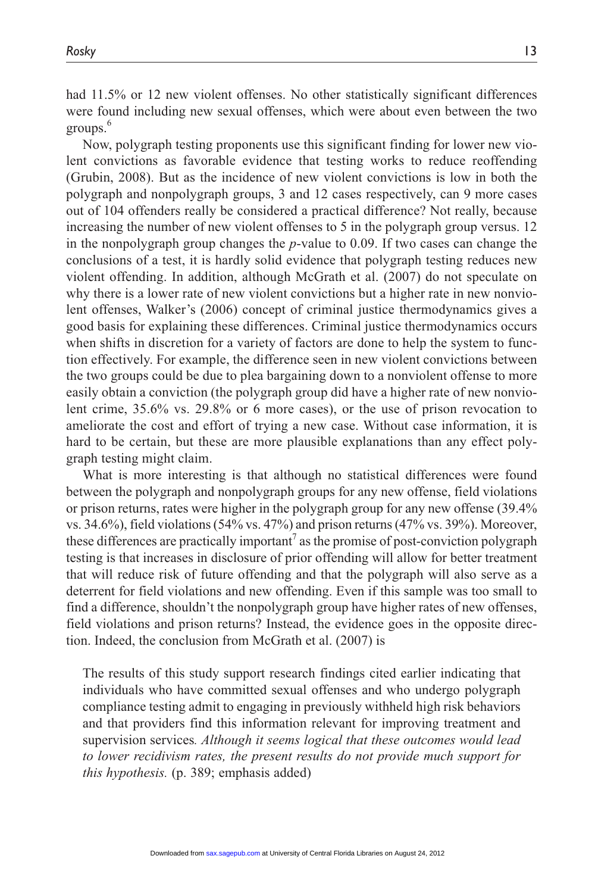had 11.5% or 12 new violent offenses. No other statistically significant differences were found including new sexual offenses, which were about even between the two groups.[6]

Now, polygraph testing proponents use this significant finding for lower new violent convictions as favorable evidence that testing works to reduce reoffending (Grubin, 2008). But as the incidence of new violent convictions is low in both the polygraph and nonpolygraph groups, 3 and 12 cases respectively, can 9 more cases out of 104 offenders really be considered a practical difference? Not really, because increasing the number of new violent offenses to 5 in the polygraph group versus. 12 in the nonpolygraph group changes the $p$-value to 0.09. If two cases can change the conclusions of a test, it is hardly solid evidence that polygraph testing reduces new violent offending. In addition, although McGrath et al. (2007) do not speculate on why there is a lower rate of new violent convictions but a higher rate in new nonviolent offenses, Walker's (2006) concept of criminal justice thermodynamics gives a good basis for explaining these differences. Criminal justice thermodynamics occurs when shifts in discretion for a variety of factors are done to help the system to function effectively. For example, the difference seen in new violent convictions between the two groups could be due to plea bargaining down to a nonviolent offense to more easily obtain a conviction (the polygraph group did have a higher rate of new nonviolent crime, 35.6% vs. 29.8% or 6 more cases), or the use of prison revocation to ameliorate the cost and effort of trying a new case. Without case information, it is hard to be certain, but these are more plausible explanations than any effect polygraph testing might claim.

What is more interesting is that although no statistical differences were found between the polygraph and nonpolygraph groups for any new offense, field violations or prison returns, rates were higher in the polygraph group for any new offense (39.4% vs. 34.6%), field violations (54% vs. 47%) and prison returns (47% vs. 39%). Moreover, these differences are practically important[7] as the promise of post-conviction polygraph testing is that increases in disclosure of prior offending will allow for better treatment that will reduce risk of future offending and that the polygraph will also serve as a deterrent for field violations and new offending. Even if this sample was too small to find a difference, shouldn't the nonpolygraph group have higher rates of new offenses, field violations and prison returns? Instead, the evidence goes in the opposite direction. Indeed, the conclusion from McGrath et al. (2007) is

> The results of this study support research findings cited earlier indicating that individuals who have committed sexual offenses and who undergo polygraph compliance testing admit to engaging in previously withheld high risk behaviors and that providers find this information relevant for improving treatment and supervision services*. Although it seems logical that these outcomes would lead to lower recidivism rates, the present results do not provide much support for this hypothesis.* (p. 389; emphasis added)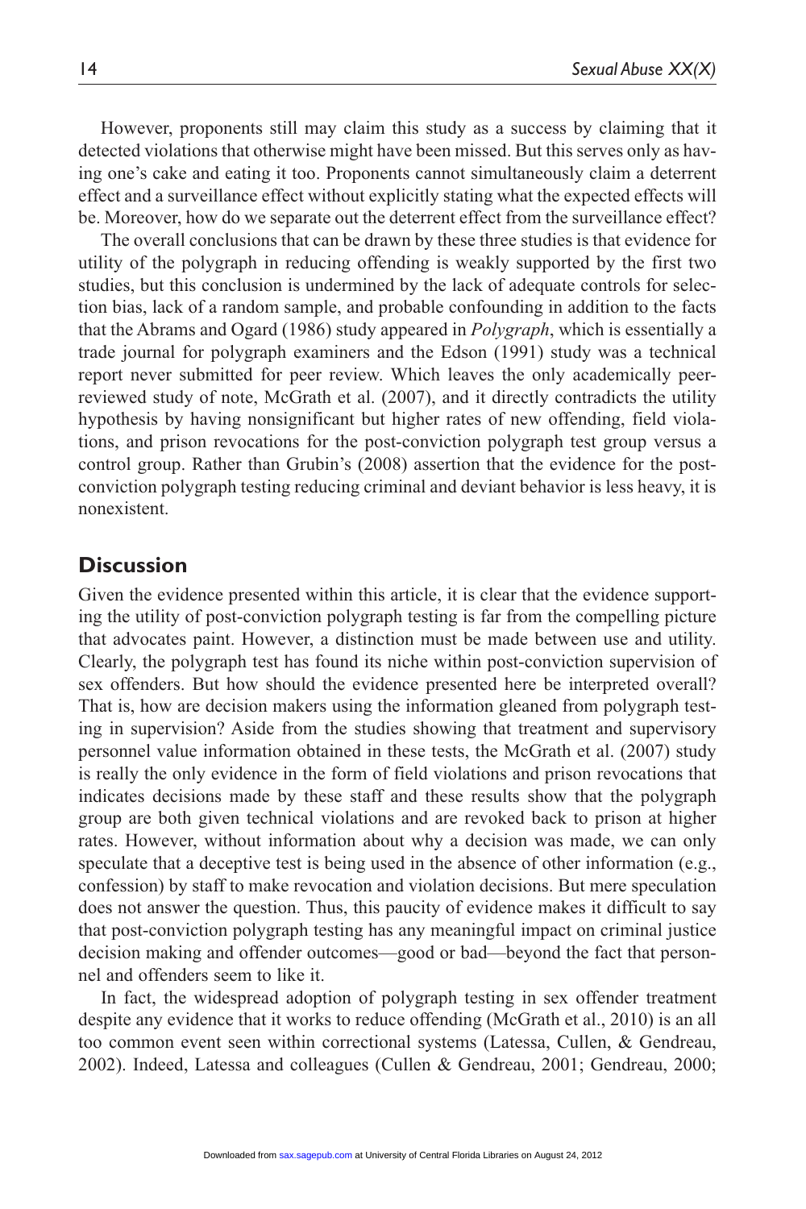However, proponents still may claim this study as a success by claiming that it detected violations that otherwise might have been missed. But this serves only as having one's cake and eating it too. Proponents cannot simultaneously claim a deterrent effect and a surveillance effect without explicitly stating what the expected effects will be. Moreover, how do we separate out the deterrent effect from the surveillance effect?

The overall conclusions that can be drawn by these three studies is that evidence for utility of the polygraph in reducing offending is weakly supported by the first two studies, but this conclusion is undermined by the lack of adequate controls for selection bias, lack of a random sample, and probable confounding in addition to the facts that the Abrams and Ogard (1986) study appeared in *Polygraph*, which is essentially a trade journal for polygraph examiners and the Edson (1991) study was a technical report never submitted for peer review. Which leaves the only academically peer-reviewed study of note, McGrath et al. (2007), and it directly contradicts the utility hypothesis by having nonsignificant but higher rates of new offending, field violations, and prison revocations for the post-conviction polygraph test group versus a control group. Rather than Grubin's (2008) assertion that the evidence for the post-conviction polygraph testing reducing criminal and deviant behavior is less heavy, it is nonexistent.

## Discussion

Given the evidence presented within this article, it is clear that the evidence supporting the utility of post-conviction polygraph testing is far from the compelling picture that advocates paint. However, a distinction must be made between use and utility. Clearly, the polygraph test has found its niche within post-conviction supervision of sex offenders. But how should the evidence presented here be interpreted overall? That is, how are decision makers using the information gleaned from polygraph testing in supervision? Aside from the studies showing that treatment and supervisory personnel value information obtained in these tests, the McGrath et al. (2007) study is really the only evidence in the form of field violations and prison revocations that indicates decisions made by these staff and these results show that the polygraph group are both given technical violations and are revoked back to prison at higher rates. However, without information about why a decision was made, we can only speculate that a deceptive test is being used in the absence of other information (e.g., confession) by staff to make revocation and violation decisions. But mere speculation does not answer the question. Thus, this paucity of evidence makes it difficult to say that post-conviction polygraph testing has any meaningful impact on criminal justice decision making and offender outcomes—good or bad—beyond the fact that personnel and offenders seem to like it.

In fact, the widespread adoption of polygraph testing in sex offender treatment despite any evidence that it works to reduce offending (McGrath et al., 2010) is an all too common event seen within correctional systems (Latessa, Cullen, & Gendreau, 2002). Indeed, Latessa and colleagues (Cullen & Gendreau, 2001; Gendreau, 2000;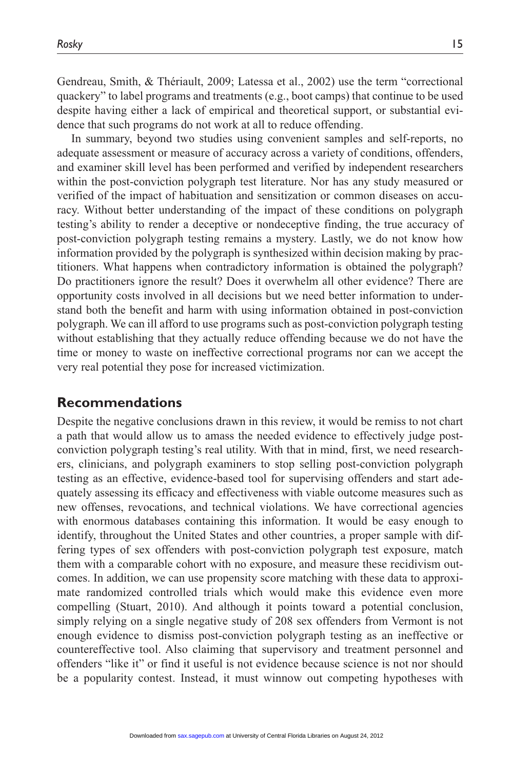Gendreau, Smith, & Thériault, 2009; Latessa et al., 2002) use the term "correctional quackery" to label programs and treatments (e.g., boot camps) that continue to be used despite having either a lack of empirical and theoretical support, or substantial evidence that such programs do not work at all to reduce offending.

In summary, beyond two studies using convenient samples and self-reports, no adequate assessment or measure of accuracy across a variety of conditions, offenders, and examiner skill level has been performed and verified by independent researchers within the post-conviction polygraph test literature. Nor has any study measured or verified of the impact of habituation and sensitization or common diseases on accuracy. Without better understanding of the impact of these conditions on polygraph testing's ability to render a deceptive or nondeceptive finding, the true accuracy of post-conviction polygraph testing remains a mystery. Lastly, we do not know how information provided by the polygraph is synthesized within decision making by practitioners. What happens when contradictory information is obtained the polygraph? Do practitioners ignore the result? Does it overwhelm all other evidence? There are opportunity costs involved in all decisions but we need better information to understand both the benefit and harm with using information obtained in post-conviction polygraph. We can ill afford to use programs such as post-conviction polygraph testing without establishing that they actually reduce offending because we do not have the time or money to waste on ineffective correctional programs nor can we accept the very real potential they pose for increased victimization.

## Recommendations

Despite the negative conclusions drawn in this review, it would be remiss to not chart a path that would allow us to amass the needed evidence to effectively judge post-conviction polygraph testing's real utility. With that in mind, first, we need researchers, clinicians, and polygraph examiners to stop selling post-conviction polygraph testing as an effective, evidence-based tool for supervising offenders and start adequately assessing its efficacy and effectiveness with viable outcome measures such as new offenses, revocations, and technical violations. We have correctional agencies with enormous databases containing this information. It would be easy enough to identify, throughout the United States and other countries, a proper sample with differing types of sex offenders with post-conviction polygraph test exposure, match them with a comparable cohort with no exposure, and measure these recidivism outcomes. In addition, we can use propensity score matching with these data to approximate randomized controlled trials which would make this evidence even more compelling (Stuart, 2010). And although it points toward a potential conclusion, simply relying on a single negative study of 208 sex offenders from Vermont is not enough evidence to dismiss post-conviction polygraph testing as an ineffective or countereffective tool. Also claiming that supervisory and treatment personnel and offenders "like it" or find it useful is not evidence because science is not nor should be a popularity contest. Instead, it must winnow out competing hypotheses with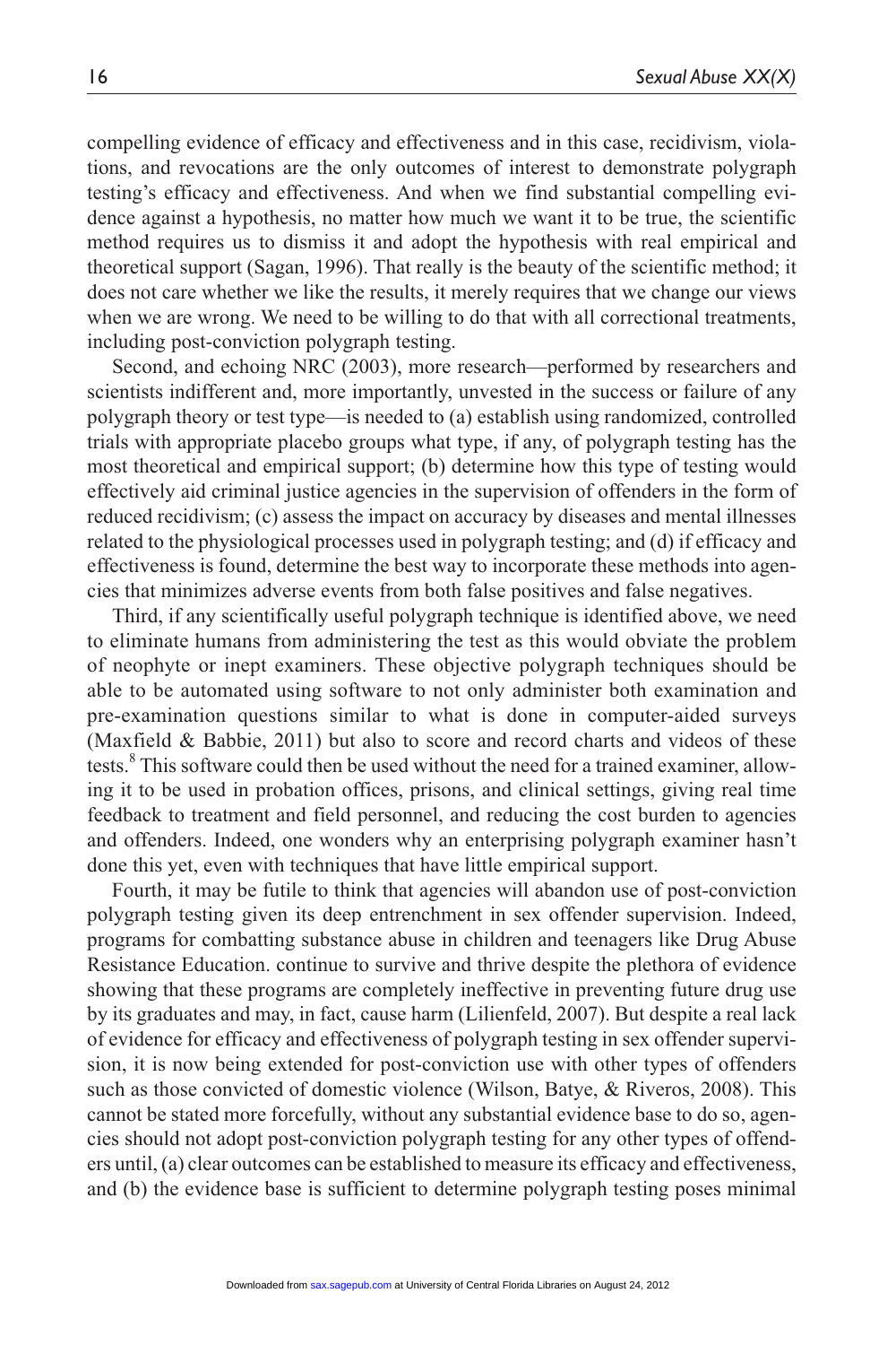compelling evidence of efficacy and effectiveness and in this case, recidivism, violations, and revocations are the only outcomes of interest to demonstrate polygraph testing's efficacy and effectiveness. And when we find substantial compelling evidence against a hypothesis, no matter how much we want it to be true, the scientific method requires us to dismiss it and adopt the hypothesis with real empirical and theoretical support (Sagan, 1996). That really is the beauty of the scientific method; it does not care whether we like the results, it merely requires that we change our views when we are wrong. We need to be willing to do that with all correctional treatments, including post-conviction polygraph testing.

Second, and echoing NRC (2003), more research—performed by researchers and scientists indifferent and, more importantly, unvested in the success or failure of any polygraph theory or test type—is needed to (a) establish using randomized, controlled trials with appropriate placebo groups what type, if any, of polygraph testing has the most theoretical and empirical support; (b) determine how this type of testing would effectively aid criminal justice agencies in the supervision of offenders in the form of reduced recidivism; (c) assess the impact on accuracy by diseases and mental illnesses related to the physiological processes used in polygraph testing; and (d) if efficacy and effectiveness is found, determine the best way to incorporate these methods into agencies that minimizes adverse events from both false positives and false negatives.

Third, if any scientifically useful polygraph technique is identified above, we need to eliminate humans from administering the test as this would obviate the problem of neophyte or inept examiners. These objective polygraph techniques should be able to be automated using software to not only administer both examination and pre-examination questions similar to what is done in computer-aided surveys (Maxfield & Babbie, 2011) but also to score and record charts and videos of these tests.[8] This software could then be used without the need for a trained examiner, allowing it to be used in probation offices, prisons, and clinical settings, giving real time feedback to treatment and field personnel, and reducing the cost burden to agencies and offenders. Indeed, one wonders why an enterprising polygraph examiner hasn't done this yet, even with techniques that have little empirical support.

Fourth, it may be futile to think that agencies will abandon use of post-conviction polygraph testing given its deep entrenchment in sex offender supervision. Indeed, programs for combatting substance abuse in children and teenagers like Drug Abuse Resistance Education. continue to survive and thrive despite the plethora of evidence showing that these programs are completely ineffective in preventing future drug use by its graduates and may, in fact, cause harm (Lilienfeld, 2007). But despite a real lack of evidence for efficacy and effectiveness of polygraph testing in sex offender supervision, it is now being extended for post-conviction use with other types of offenders such as those convicted of domestic violence (Wilson, Batye, & Riveros, 2008). This cannot be stated more forcefully, without any substantial evidence base to do so, agencies should not adopt post-conviction polygraph testing for any other types of offenders until, (a) clear outcomes can be established to measure its efficacy and effectiveness, and (b) the evidence base is sufficient to determine polygraph testing poses minimal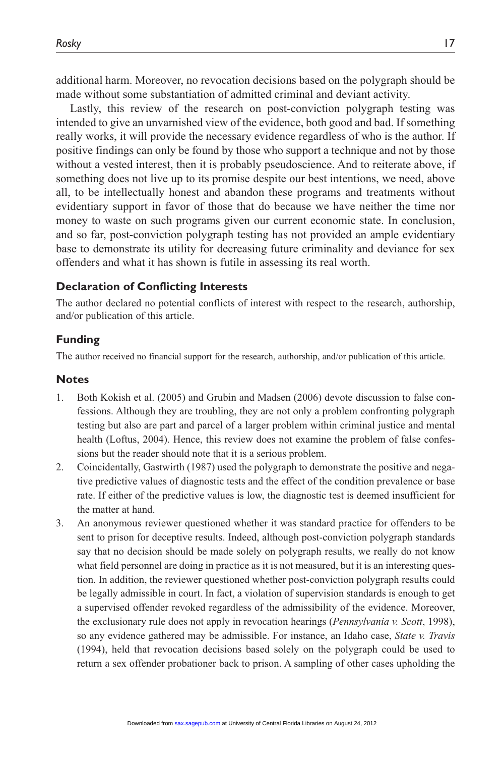additional harm. Moreover, no revocation decisions based on the polygraph should be made without some substantiation of admitted criminal and deviant activity.

Lastly, this review of the research on post-conviction polygraph testing was intended to give an unvarnished view of the evidence, both good and bad. If something really works, it will provide the necessary evidence regardless of who is the author. If positive findings can only be found by those who support a technique and not by those without a vested interest, then it is probably pseudoscience. And to reiterate above, if something does not live up to its promise despite our best intentions, we need, above all, to be intellectually honest and abandon these programs and treatments without evidentiary support in favor of those that do because we have neither the time nor money to waste on such programs given our current economic state. In conclusion, and so far, post-conviction polygraph testing has not provided an ample evidentiary base to demonstrate its utility for decreasing future criminality and deviance for sex offenders and what it has shown is futile in assessing its real worth.

### Declaration of Conflicting Interests

The author declared no potential conflicts of interest with respect to the research, authorship, and/or publication of this article.

### Funding

The author received no financial support for the research, authorship, and/or publication of this article.

### Notes

1. Both Kokish et al. (2005) and Grubin and Madsen (2006) devote discussion to false confessions. Although they are troubling, they are not only a problem confronting polygraph testing but also are part and parcel of a larger problem within criminal justice and mental health (Loftus, 2004). Hence, this review does not examine the problem of false confessions but the reader should note that it is a serious problem.
2. Coincidentally, Gastwirth (1987) used the polygraph to demonstrate the positive and negative predictive values of diagnostic tests and the effect of the condition prevalence or base rate. If either of the predictive values is low, the diagnostic test is deemed insufficient for the matter at hand.
3. An anonymous reviewer questioned whether it was standard practice for offenders to be sent to prison for deceptive results. Indeed, although post-conviction polygraph standards say that no decision should be made solely on polygraph results, we really do not know what field personnel are doing in practice as it is not measured, but it is an interesting question. In addition, the reviewer questioned whether post-conviction polygraph results could be legally admissible in court. In fact, a violation of supervision standards is enough to get a supervised offender revoked regardless of the admissibility of the evidence. Moreover, the exclusionary rule does not apply in revocation hearings (*Pennsylvania v. Scott*, 1998), so any evidence gathered may be admissible. For instance, an Idaho case, *State v. Travis* (1994), held that revocation decisions based solely on the polygraph could be used to return a sex offender probationer back to prison. A sampling of other cases upholding the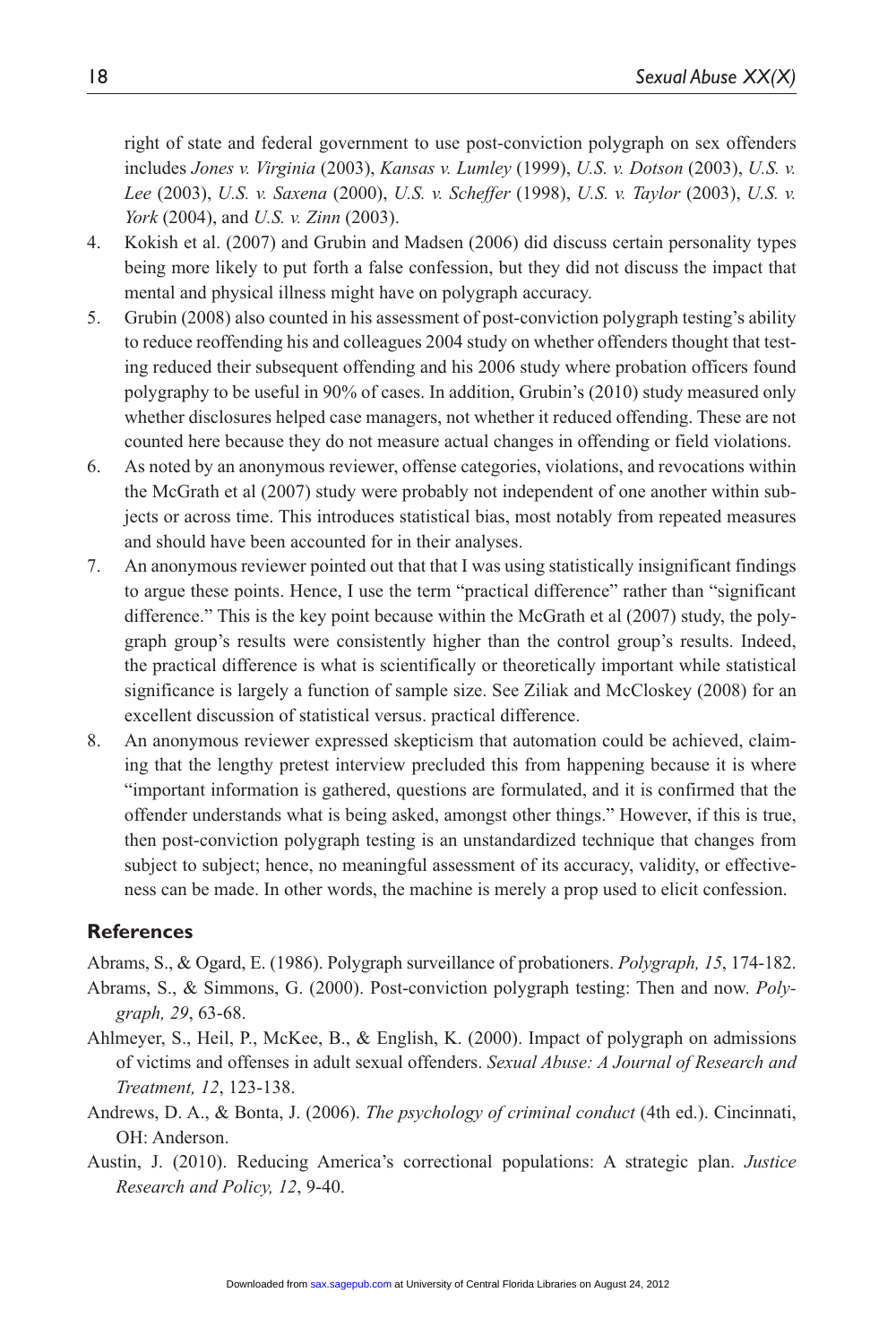right of state and federal government to use post-conviction polygraph on sex offenders includes *Jones v. Virginia* (2003), *Kansas v. Lumley* (1999), *U.S. v. Dotson* (2003), *U.S. v. Lee* (2003), *U.S. v. Saxena* (2000), *U.S. v. Scheffer* (1998), *U.S. v. Taylor* (2003), *U.S. v. York* (2004), and *U.S. v. Zinn* (2003).

4. Kokish et al. (2007) and Grubin and Madsen (2006) did discuss certain personality types being more likely to put forth a false confession, but they did not discuss the impact that mental and physical illness might have on polygraph accuracy.
5. Grubin (2008) also counted in his assessment of post-conviction polygraph testing's ability to reduce reoffending his and colleagues 2004 study on whether offenders thought that testing reduced their subsequent offending and his 2006 study where probation officers found polygraphy to be useful in 90% of cases. In addition, Grubin's (2010) study measured only whether disclosures helped case managers, not whether it reduced offending. These are not counted here because they do not measure actual changes in offending or field violations.
6. As noted by an anonymous reviewer, offense categories, violations, and revocations within the McGrath et al (2007) study were probably not independent of one another within subjects or across time. This introduces statistical bias, most notably from repeated measures and should have been accounted for in their analyses.
7. An anonymous reviewer pointed out that that I was using statistically insignificant findings to argue these points. Hence, I use the term "practical difference" rather than "significant difference." This is the key point because within the McGrath et al (2007) study, the polygraph group's results were consistently higher than the control group's results. Indeed, the practical difference is what is scientifically or theoretically important while statistical significance is largely a function of sample size. See Ziliak and McCloskey (2008) for an excellent discussion of statistical versus. practical difference.
8. An anonymous reviewer expressed skepticism that automation could be achieved, claiming that the lengthy pretest interview precluded this from happening because it is where "important information is gathered, questions are formulated, and it is confirmed that the offender understands what is being asked, amongst other things." However, if this is true, then post-conviction polygraph testing is an unstandardized technique that changes from subject to subject; hence, no meaningful assessment of its accuracy, validity, or effectiveness can be made. In other words, the machine is merely a prop used to elicit confession.

## References

Abrams, S., & Ogard, E. (1986). Polygraph surveillance of probationers. *Polygraph, 15*, 174-182.

Abrams, S., & Simmons, G. (2000). Post-conviction polygraph testing: Then and now. *Polygraph, 29*, 63-68.

Ahlmeyer, S., Heil, P., McKee, B., & English, K. (2000). Impact of polygraph on admissions of victims and offenses in adult sexual offenders. *Sexual Abuse: A Journal of Research and Treatment, 12*, 123-138.

Andrews, D. A., & Bonta, J. (2006). *The psychology of criminal conduct* (4th ed.). Cincinnati, OH: Anderson.

Austin, J. (2010). Reducing America's correctional populations: A strategic plan. *Justice Research and Policy, 12*, 9-40.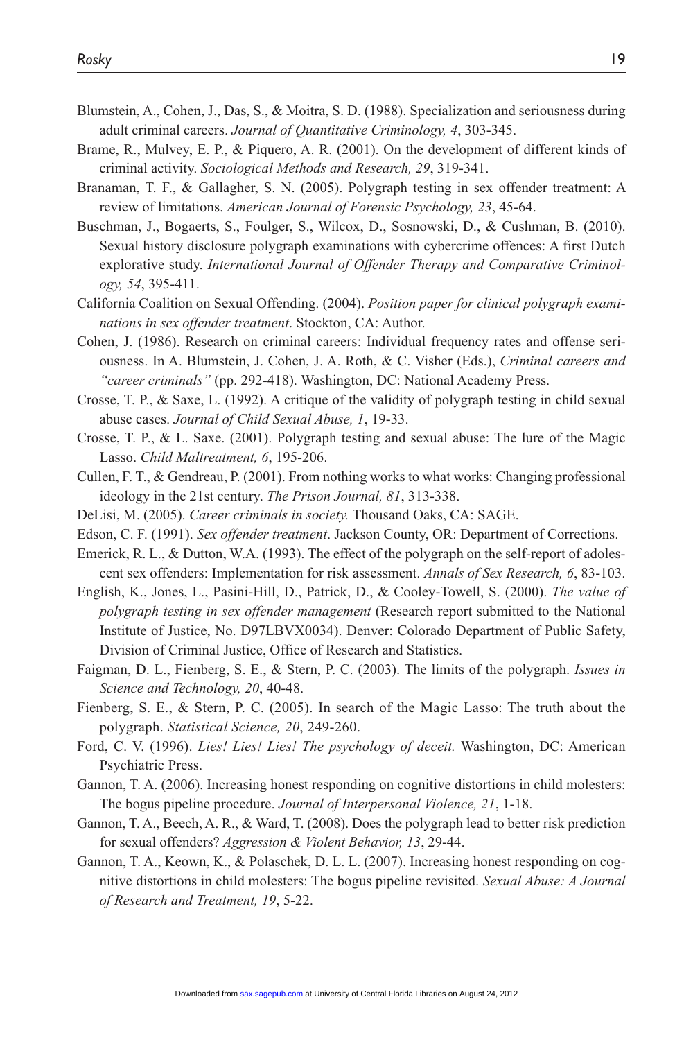Blumstein, A., Cohen, J., Das, S., & Moitra, S. D. (1988). Specialization and seriousness during adult criminal careers. *Journal of Quantitative Criminology, 4*, 303-345.

Brame, R., Mulvey, E. P., & Piquero, A. R. (2001). On the development of different kinds of criminal activity. *Sociological Methods and Research, 29*, 319-341.

Branaman, T. F., & Gallagher, S. N. (2005). Polygraph testing in sex offender treatment: A review of limitations. *American Journal of Forensic Psychology, 23*, 45-64.

Buschman, J., Bogaerts, S., Foulger, S., Wilcox, D., Sosnowski, D., & Cushman, B. (2010). Sexual history disclosure polygraph examinations with cybercrime offences: A first Dutch explorative study. *International Journal of Offender Therapy and Comparative Criminology, 54*, 395-411.

California Coalition on Sexual Offending. (2004). *Position paper for clinical polygraph examinations in sex offender treatment*. Stockton, CA: Author.

Cohen, J. (1986). Research on criminal careers: Individual frequency rates and offense seriousness. In A. Blumstein, J. Cohen, J. A. Roth, & C. Visher (Eds.), *Criminal careers and "career criminals"* (pp. 292-418). Washington, DC: National Academy Press.

Crosse, T. P., & Saxe, L. (1992). A critique of the validity of polygraph testing in child sexual abuse cases. *Journal of Child Sexual Abuse, 1*, 19-33.

Crosse, T. P., & L. Saxe. (2001). Polygraph testing and sexual abuse: The lure of the Magic Lasso. *Child Maltreatment, 6*, 195-206.

Cullen, F. T., & Gendreau, P. (2001). From nothing works to what works: Changing professional ideology in the 21st century. *The Prison Journal, 81*, 313-338.

DeLisi, M. (2005). *Career criminals in society.* Thousand Oaks, CA: SAGE.

Edson, C. F. (1991). *Sex offender treatment*. Jackson County, OR: Department of Corrections.

Emerick, R. L., & Dutton, W.A. (1993). The effect of the polygraph on the self-report of adolescent sex offenders: Implementation for risk assessment. *Annals of Sex Research, 6*, 83-103.

English, K., Jones, L., Pasini-Hill, D., Patrick, D., & Cooley-Towell, S. (2000). *The value of polygraph testing in sex offender management* (Research report submitted to the National Institute of Justice, No. D97LBVX0034). Denver: Colorado Department of Public Safety, Division of Criminal Justice, Office of Research and Statistics.

Faigman, D. L., Fienberg, S. E., & Stern, P. C. (2003). The limits of the polygraph. *Issues in Science and Technology, 20*, 40-48.

Fienberg, S. E., & Stern, P. C. (2005). In search of the Magic Lasso: The truth about the polygraph. *Statistical Science, 20*, 249-260.

Ford, C. V. (1996). *Lies! Lies! Lies! The psychology of deceit.* Washington, DC: American Psychiatric Press.

Gannon, T. A. (2006). Increasing honest responding on cognitive distortions in child molesters: The bogus pipeline procedure. *Journal of Interpersonal Violence, 21*, 1-18.

Gannon, T. A., Beech, A. R., & Ward, T. (2008). Does the polygraph lead to better risk prediction for sexual offenders? *Aggression & Violent Behavior, 13*, 29-44.

Gannon, T. A., Keown, K., & Polaschek, D. L. L. (2007). Increasing honest responding on cognitive distortions in child molesters: The bogus pipeline revisited. *Sexual Abuse: A Journal of Research and Treatment, 19*, 5-22.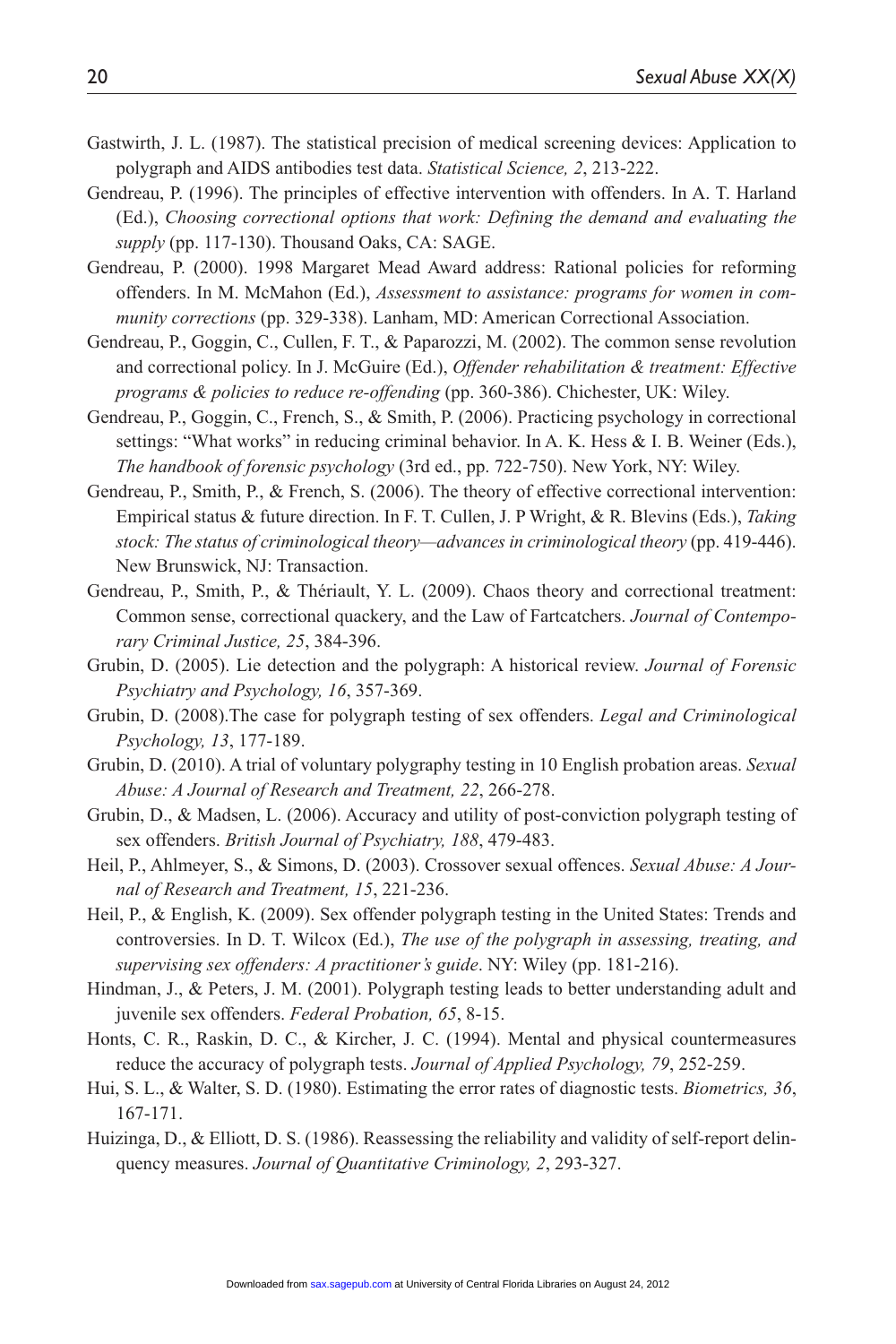Gastwirth, J. L. (1987). The statistical precision of medical screening devices: Application to polygraph and AIDS antibodies test data. *Statistical Science, 2*, 213-222.

Gendreau, P. (1996). The principles of effective intervention with offenders. In A. T. Harland (Ed.), *Choosing correctional options that work: Defining the demand and evaluating the supply* (pp. 117-130). Thousand Oaks, CA: SAGE.

Gendreau, P. (2000). 1998 Margaret Mead Award address: Rational policies for reforming offenders. In M. McMahon (Ed.), *Assessment to assistance: programs for women in community corrections* (pp. 329-338). Lanham, MD: American Correctional Association.

Gendreau, P., Goggin, C., Cullen, F. T., & Paparozzi, M. (2002). The common sense revolution and correctional policy. In J. McGuire (Ed.), *Offender rehabilitation & treatment: Effective programs & policies to reduce re-offending* (pp. 360-386). Chichester, UK: Wiley.

Gendreau, P., Goggin, C., French, S., & Smith, P. (2006). Practicing psychology in correctional settings: "What works" in reducing criminal behavior. In A. K. Hess & I. B. Weiner (Eds.), *The handbook of forensic psychology* (3rd ed., pp. 722-750). New York, NY: Wiley.

Gendreau, P., Smith, P., & French, S. (2006). The theory of effective correctional intervention: Empirical status & future direction. In F. T. Cullen, J. P Wright, & R. Blevins (Eds.), *Taking stock: The status of criminological theory—advances in criminological theory* (pp. 419-446). New Brunswick, NJ: Transaction.

Gendreau, P., Smith, P., & Thériault, Y. L. (2009). Chaos theory and correctional treatment: Common sense, correctional quackery, and the Law of Fartcatchers. *Journal of Contemporary Criminal Justice, 25*, 384-396.

Grubin, D. (2005). Lie detection and the polygraph: A historical review. *Journal of Forensic Psychiatry and Psychology, 16*, 357-369.

Grubin, D. (2008).The case for polygraph testing of sex offenders. *Legal and Criminological Psychology, 13*, 177-189.

Grubin, D. (2010). A trial of voluntary polygraphy testing in 10 English probation areas. *Sexual Abuse: A Journal of Research and Treatment, 22*, 266-278.

Grubin, D., & Madsen, L. (2006). Accuracy and utility of post-conviction polygraph testing of sex offenders. *British Journal of Psychiatry, 188*, 479-483.

Heil, P., Ahlmeyer, S., & Simons, D. (2003). Crossover sexual offences. *Sexual Abuse: A Journal of Research and Treatment, 15*, 221-236.

Heil, P., & English, K. (2009). Sex offender polygraph testing in the United States: Trends and controversies. In D. T. Wilcox (Ed.), *The use of the polygraph in assessing, treating, and supervising sex offenders: A practitioner's guide*. NY: Wiley (pp. 181-216).

Hindman, J., & Peters, J. M. (2001). Polygraph testing leads to better understanding adult and juvenile sex offenders. *Federal Probation, 65*, 8-15.

Honts, C. R., Raskin, D. C., & Kircher, J. C. (1994). Mental and physical countermeasures reduce the accuracy of polygraph tests. *Journal of Applied Psychology, 79*, 252-259.

Hui, S. L., & Walter, S. D. (1980). Estimating the error rates of diagnostic tests. *Biometrics, 36*, 167-171.

Huizinga, D., & Elliott, D. S. (1986). Reassessing the reliability and validity of self-report delinquency measures. *Journal of Quantitative Criminology, 2*, 293-327.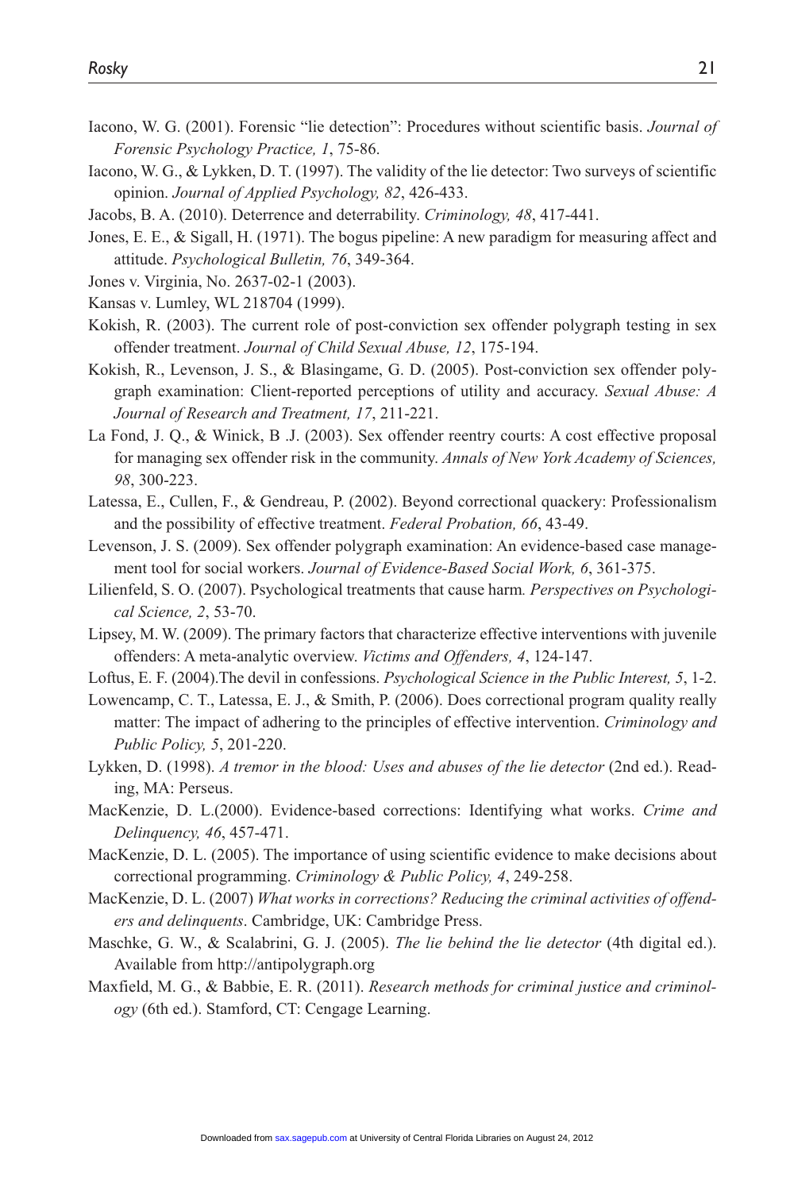Iacono, W. G. (2001). Forensic "lie detection": Procedures without scientific basis. *Journal of Forensic Psychology Practice, 1*, 75-86.

Iacono, W. G., & Lykken, D. T. (1997). The validity of the lie detector: Two surveys of scientific opinion. *Journal of Applied Psychology, 82*, 426-433.

Jacobs, B. A. (2010). Deterrence and deterrability. *Criminology, 48*, 417-441.

Jones, E. E., & Sigall, H. (1971). The bogus pipeline: A new paradigm for measuring affect and attitude. *Psychological Bulletin, 76*, 349-364.

Jones v. Virginia, No. 2637-02-1 (2003).

Kansas v. Lumley, WL 218704 (1999).

Kokish, R. (2003). The current role of post-conviction sex offender polygraph testing in sex offender treatment. *Journal of Child Sexual Abuse, 12*, 175-194.

Kokish, R., Levenson, J. S., & Blasingame, G. D. (2005). Post-conviction sex offender polygraph examination: Client-reported perceptions of utility and accuracy. *Sexual Abuse: A Journal of Research and Treatment, 17*, 211-221.

La Fond, J. Q., & Winick, B .J. (2003). Sex offender reentry courts: A cost effective proposal for managing sex offender risk in the community. *Annals of New York Academy of Sciences, 98*, 300-223.

Latessa, E., Cullen, F., & Gendreau, P. (2002). Beyond correctional quackery: Professionalism and the possibility of effective treatment. *Federal Probation, 66*, 43-49.

Levenson, J. S. (2009). Sex offender polygraph examination: An evidence-based case management tool for social workers. *Journal of Evidence-Based Social Work, 6*, 361-375.

Lilienfeld, S. O. (2007). Psychological treatments that cause harm*. Perspectives on Psychological Science, 2*, 53-70.

Lipsey, M. W. (2009). The primary factors that characterize effective interventions with juvenile offenders: A meta-analytic overview. *Victims and Offenders, 4*, 124-147.

Loftus, E. F. (2004).The devil in confessions. *Psychological Science in the Public Interest, 5*, 1-2.

Lowencamp, C. T., Latessa, E. J., & Smith, P. (2006). Does correctional program quality really matter: The impact of adhering to the principles of effective intervention. *Criminology and Public Policy, 5*, 201-220.

Lykken, D. (1998). *A tremor in the blood: Uses and abuses of the lie detector* (2nd ed.). Reading, MA: Perseus.

MacKenzie, D. L.(2000). Evidence-based corrections: Identifying what works. *Crime and Delinquency, 46*, 457-471.

MacKenzie, D. L. (2005). The importance of using scientific evidence to make decisions about correctional programming. *Criminology & Public Policy, 4*, 249-258.

MacKenzie, D. L. (2007) *What works in corrections? Reducing the criminal activities of offenders and delinquents*. Cambridge, UK: Cambridge Press.

Maschke, G. W., & Scalabrini, G. J. (2005). *The lie behind the lie detector* (4th digital ed.). Available from http://antipolygraph.org

Maxfield, M. G., & Babbie, E. R. (2011). *Research methods for criminal justice and criminology* (6th ed.). Stamford, CT: Cengage Learning.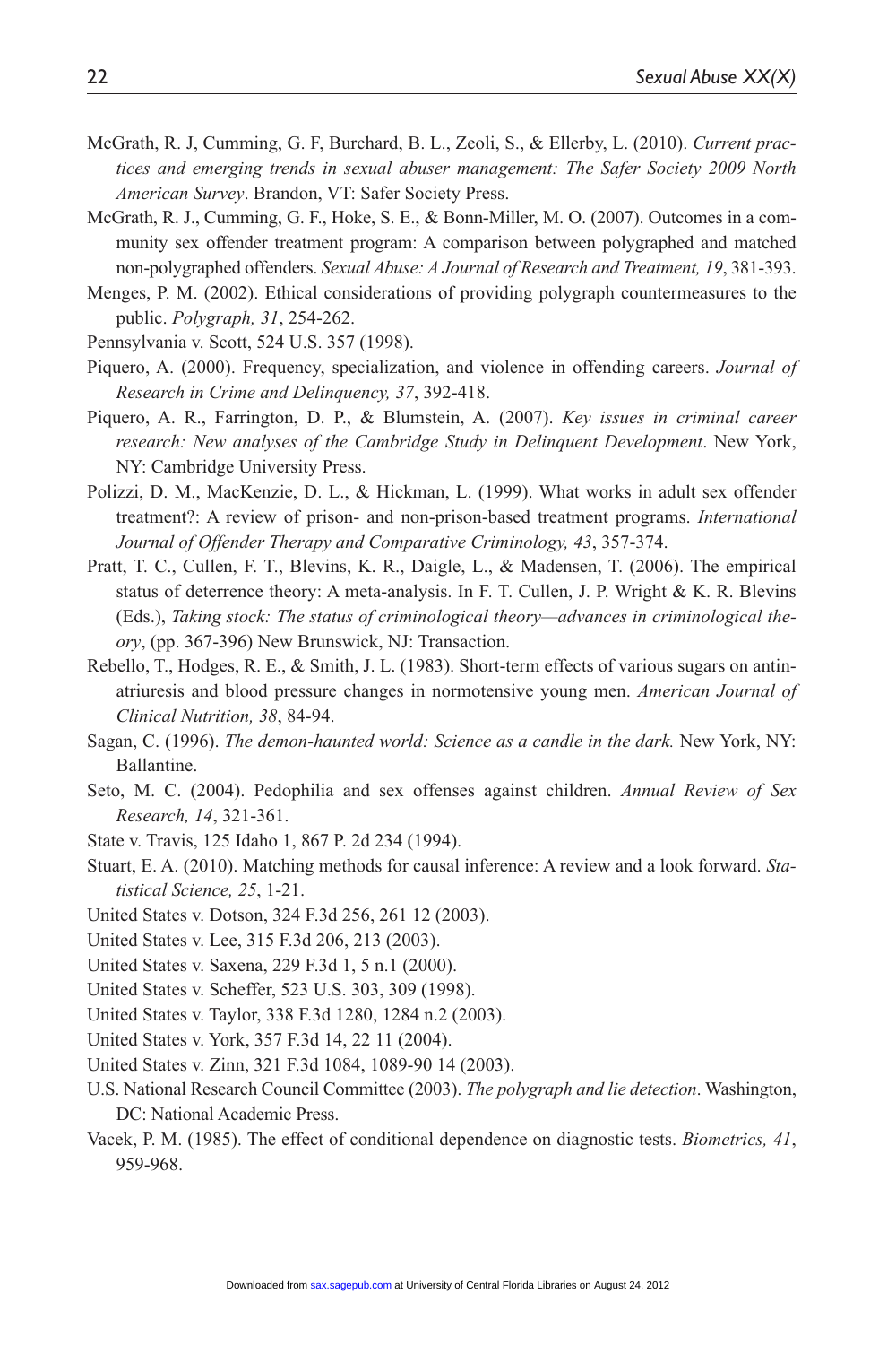McGrath, R. J, Cumming, G. F, Burchard, B. L., Zeoli, S., & Ellerby, L. (2010). *Current practices and emerging trends in sexual abuser management: The Safer Society 2009 North American Survey*. Brandon, VT: Safer Society Press.

McGrath, R. J., Cumming, G. F., Hoke, S. E., & Bonn-Miller, M. O. (2007). Outcomes in a community sex offender treatment program: A comparison between polygraphed and matched non-polygraphed offenders. *Sexual Abuse: A Journal of Research and Treatment, 19*, 381-393.

Menges, P. M. (2002). Ethical considerations of providing polygraph countermeasures to the public. *Polygraph, 31*, 254-262.

Pennsylvania v. Scott, 524 U.S. 357 (1998).

Piquero, A. (2000). Frequency, specialization, and violence in offending careers. *Journal of Research in Crime and Delinquency, 37*, 392-418.

Piquero, A. R., Farrington, D. P., & Blumstein, A. (2007). *Key issues in criminal career research: New analyses of the Cambridge Study in Delinquent Development*. New York, NY: Cambridge University Press.

Polizzi, D. M., MacKenzie, D. L., & Hickman, L. (1999). What works in adult sex offender treatment?: A review of prison- and non-prison-based treatment programs. *International Journal of Offender Therapy and Comparative Criminology, 43*, 357-374.

Pratt, T. C., Cullen, F. T., Blevins, K. R., Daigle, L., & Madensen, T. (2006). The empirical status of deterrence theory: A meta-analysis. In F. T. Cullen, J. P. Wright & K. R. Blevins (Eds.), *Taking stock: The status of criminological theory—advances in criminological theory*, (pp. 367-396) New Brunswick, NJ: Transaction.

Rebello, T., Hodges, R. E., & Smith, J. L. (1983). Short-term effects of various sugars on antinatriuresis and blood pressure changes in normotensive young men. *American Journal of Clinical Nutrition, 38*, 84-94.

Sagan, C. (1996). *The demon-haunted world: Science as a candle in the dark.* New York, NY: Ballantine.

Seto, M. C. (2004). Pedophilia and sex offenses against children. *Annual Review of Sex Research, 14*, 321-361.

State v. Travis, 125 Idaho 1, 867 P. 2d 234 (1994).

Stuart, E. A. (2010). Matching methods for causal inference: A review and a look forward. *Statistical Science, 25*, 1-21.

United States v. Dotson, 324 F.3d 256, 261 12 (2003).

United States v. Lee, 315 F.3d 206, 213 (2003).

United States v. Saxena, 229 F.3d 1, 5 n.1 (2000).

United States v. Scheffer, 523 U.S. 303, 309 (1998).

United States v. Taylor, 338 F.3d 1280, 1284 n.2 (2003).

United States v. York, 357 F.3d 14, 22 11 (2004).

United States v. Zinn, 321 F.3d 1084, 1089-90 14 (2003).

U.S. National Research Council Committee (2003). *The polygraph and lie detection*. Washington, DC: National Academic Press.

Vacek, P. M. (1985). The effect of conditional dependence on diagnostic tests. *Biometrics, 41*, 959-968.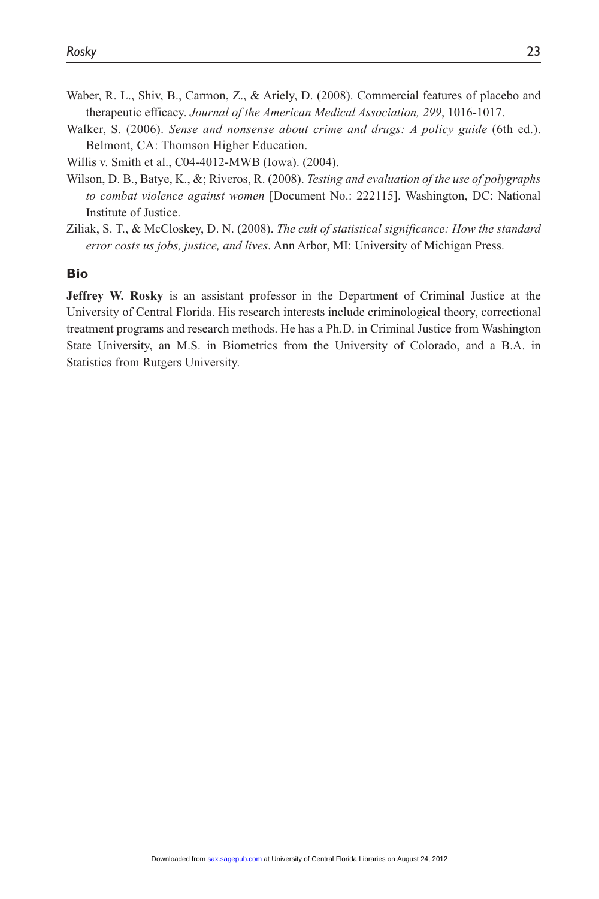Waber, R. L., Shiv, B., Carmon, Z., & Ariely, D. (2008). Commercial features of placebo and therapeutic efficacy. *Journal of the American Medical Association, 299*, 1016-1017.

Walker, S. (2006). *Sense and nonsense about crime and drugs: A policy guide* (6th ed.). Belmont, CA: Thomson Higher Education.

Willis v. Smith et al., C04-4012-MWB (Iowa). (2004).

Wilson, D. B., Batye, K., &; Riveros, R. (2008). *Testing and evaluation of the use of polygraphs to combat violence against women* [Document No.: 222115]. Washington, DC: National Institute of Justice.

Ziliak, S. T., & McCloskey, D. N. (2008). *The cult of statistical significance: How the standard error costs us jobs, justice, and lives*. Ann Arbor, MI: University of Michigan Press.

## Bio

**Jeffrey W. Rosky** is an assistant professor in the Department of Criminal Justice at the University of Central Florida. His research interests include criminological theory, correctional treatment programs and research methods. He has a Ph.D. in Criminal Justice from Washington State University, an M.S. in Biometrics from the University of Colorado, and a B.A. in Statistics from Rutgers University.